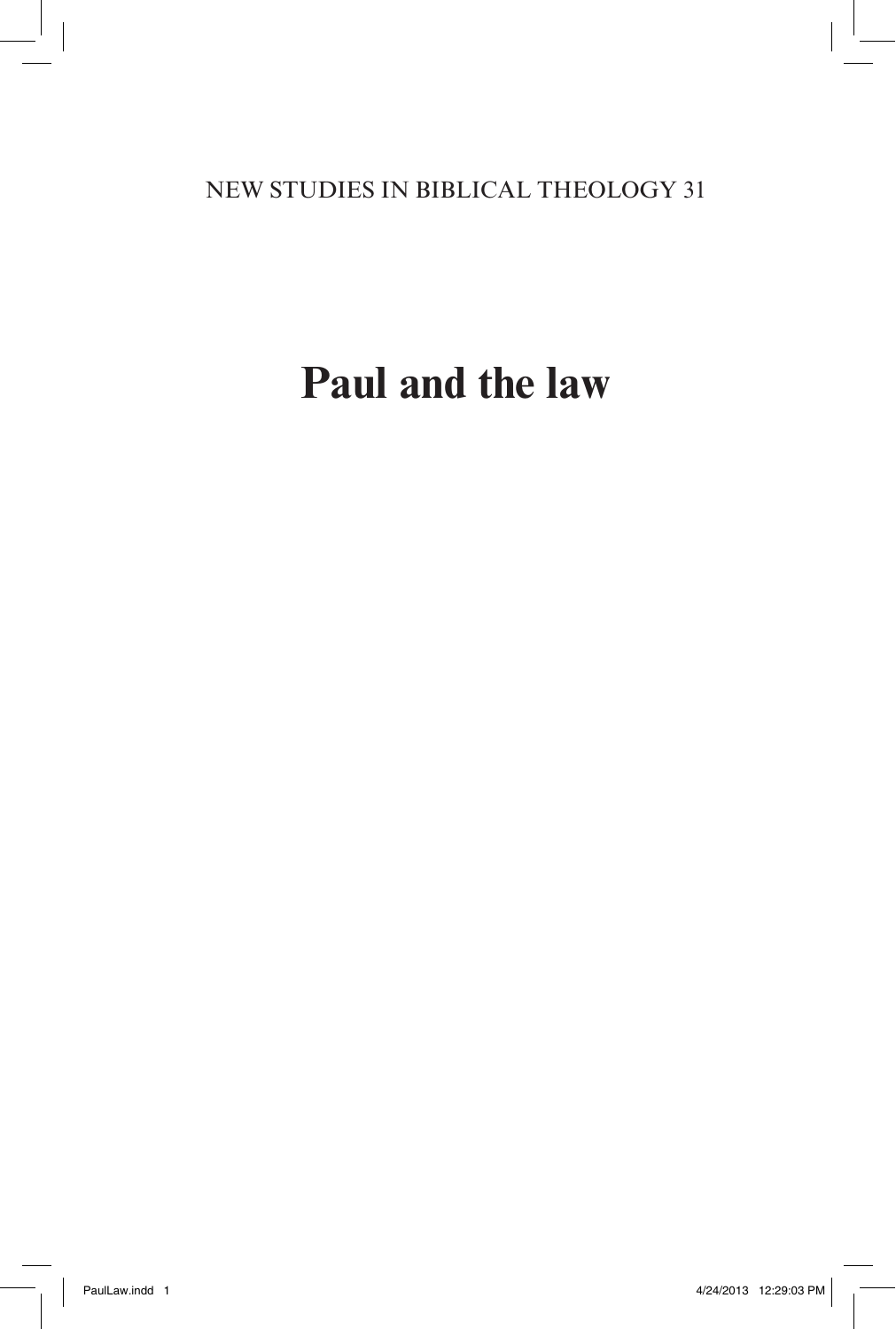NEW STUDIES IN BIBLICAL THEOLOGY 31

# Paul and the law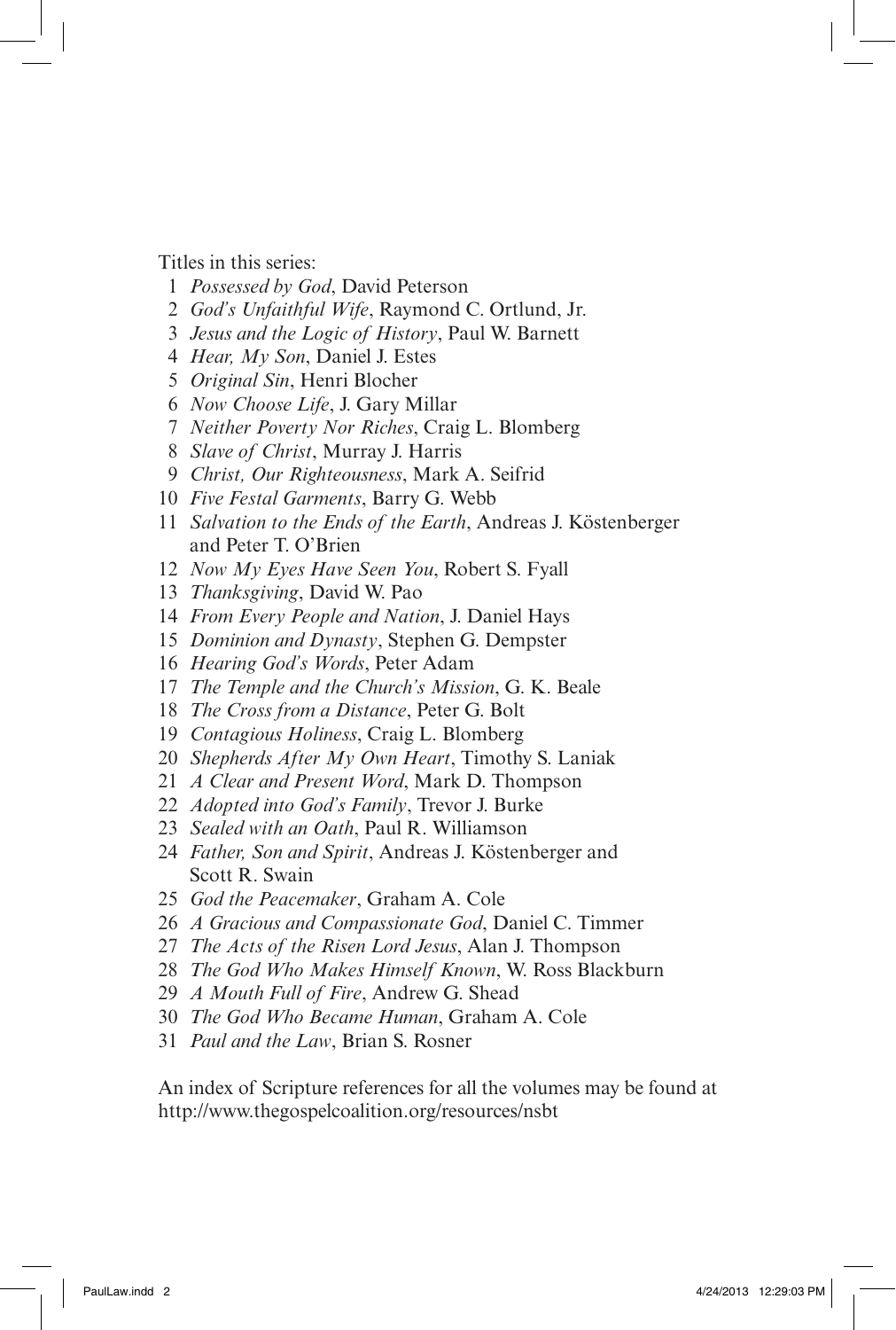Titles in this series:

1 *Possessed by God*, David Peterson
2 *God's Unfaithful Wife*, Raymond C. Ortlund, Jr.
3 *Jesus and the Logic of History*, Paul W. Barnett
4 *Hear, My Son*, Daniel J. Estes
5 *Original Sin*, Henri Blocher
6 *Now Choose Life*, J. Gary Millar
7 *Neither Poverty Nor Riches*, Craig L. Blomberg
8 *Slave of Christ*, Murray J. Harris
9 *Christ, Our Righteousness*, Mark A. Seifrid
10 *Five Festal Garments*, Barry G. Webb
11 *Salvation to the Ends of the Earth*, Andreas J. Köstenberger and Peter T. O'Brien
12 *Now My Eyes Have Seen You*, Robert S. Fyall
13 *Thanksgiving*, David W. Pao
14 *From Every People and Nation*, J. Daniel Hays
15 *Dominion and Dynasty*, Stephen G. Dempster
16 *Hearing God's Words*, Peter Adam
17 *The Temple and the Church's Mission*, G. K. Beale
18 *The Cross from a Distance*, Peter G. Bolt
19 *Contagious Holiness*, Craig L. Blomberg
20 *Shepherds After My Own Heart*, Timothy S. Laniak
21 *A Clear and Present Word*, Mark D. Thompson
22 *Adopted into God's Family*, Trevor J. Burke
23 *Sealed with an Oath*, Paul R. Williamson
24 *Father, Son and Spirit*, Andreas J. Köstenberger and Scott R. Swain
25 *God the Peacemaker*, Graham A. Cole
26 *A Gracious and Compassionate God*, Daniel C. Timmer
27 *The Acts of the Risen Lord Jesus*, Alan J. Thompson
28 *The God Who Makes Himself Known*, W. Ross Blackburn
29 *A Mouth Full of Fire*, Andrew G. Shead
30 *The God Who Became Human*, Graham A. Cole
31 *Paul and the Law*, Brian S. Rosner

An index of Scripture references for all the volumes may be found at http://www.thegospelcoalition.org/resources/nsbt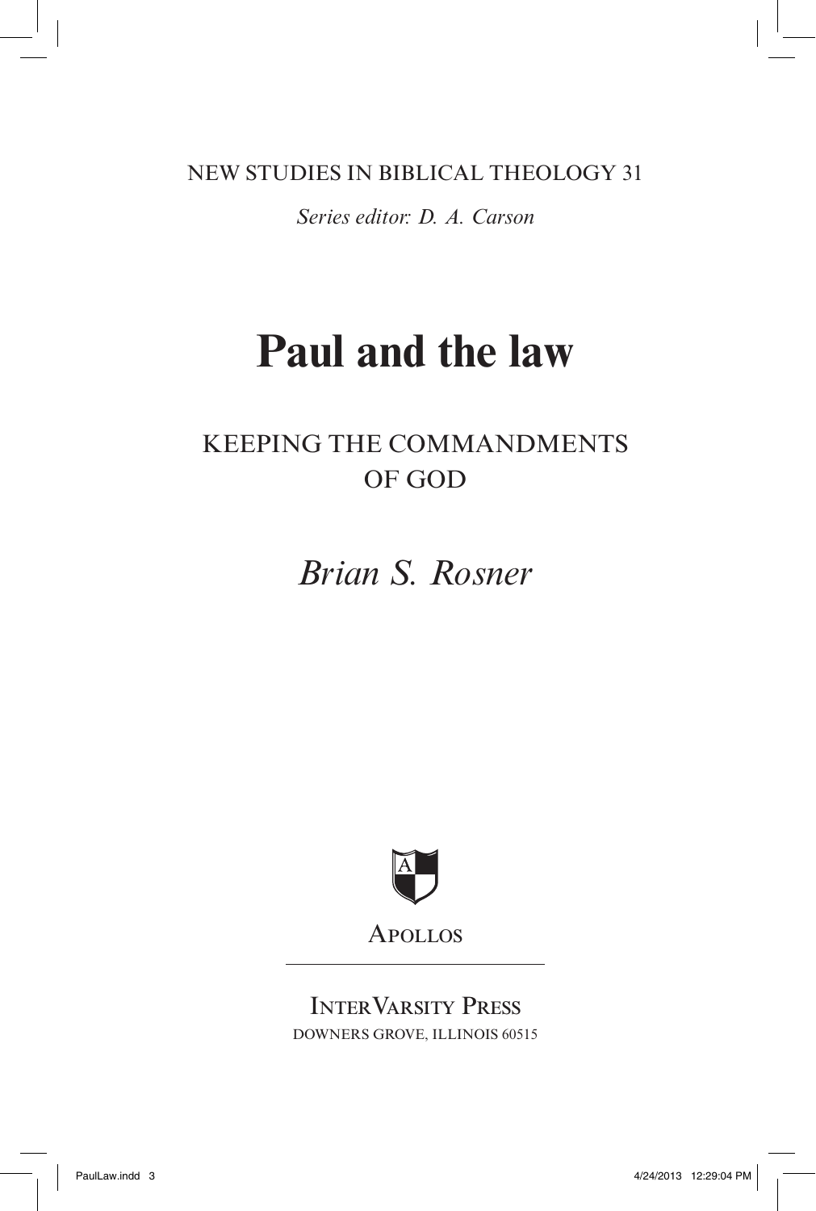NEW STUDIES IN BIBLICAL THEOLOGY 31

*Series editor: D. A. Carson*

# Paul and the law

## KEEPING THE COMMANDMENTS OF GOD

*Brian S. Rosner*

APOLLOS

INTERVARSITY PRESS
DOWNERS GROVE, ILLINOIS 60515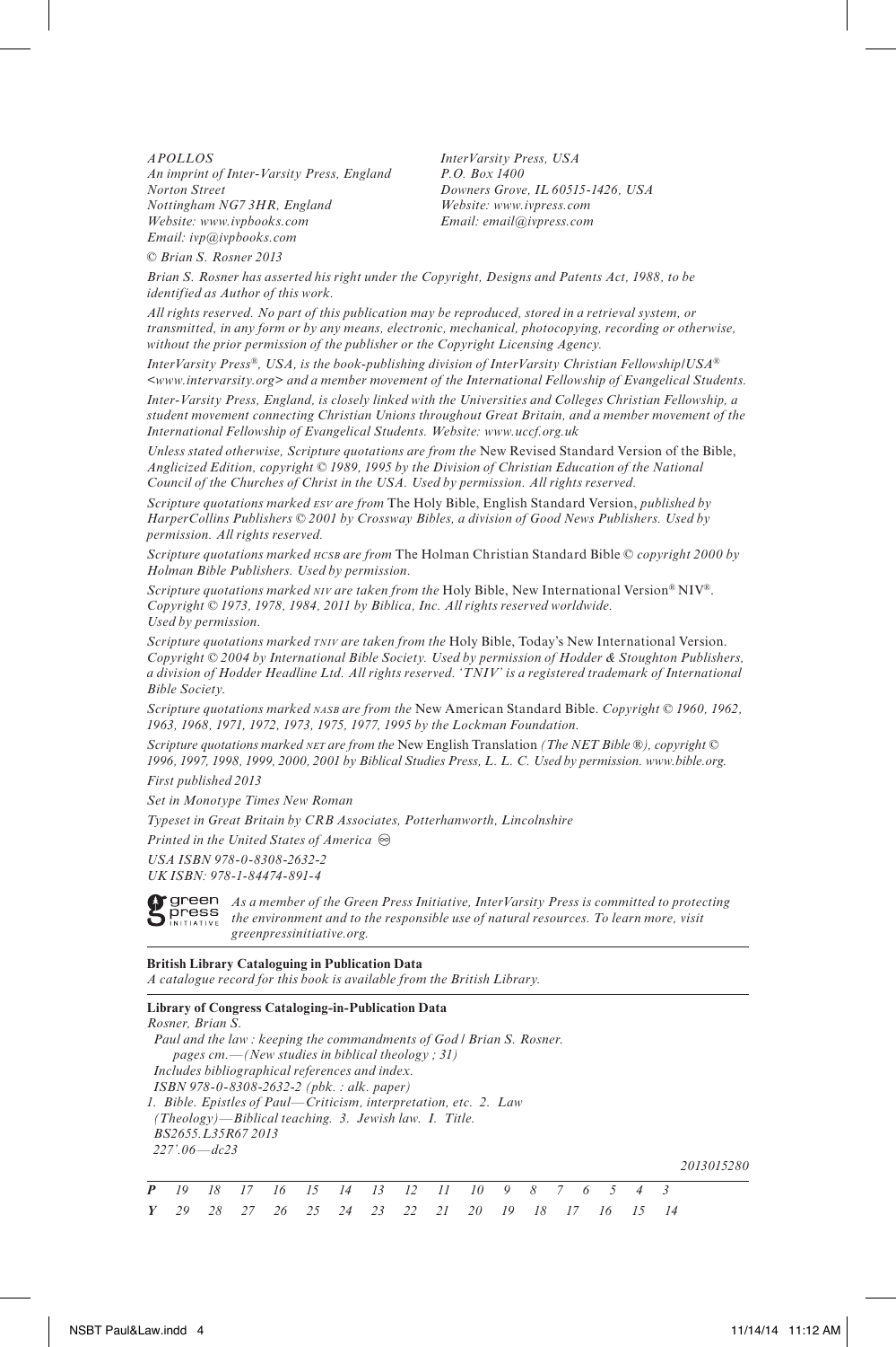*APOLLOS*
*An imprint of Inter-Varsity Press, England*
*Norton Street*
*Nottingham NG7 3HR, England*
*Website: www.ivpbooks.com*
*Email: ivp@ivpbooks.com*

*InterVarsity Press, USA*
*P.O. Box 1400*
*Downers Grove, IL 60515-1426, USA*
*Website: www.ivpress.com*
*Email: email@ivpress.com*

*© Brian S. Rosner 2013*

*Brian S. Rosner has asserted his right under the Copyright, Designs and Patents Act, 1988, to be identified as Author of this work.*

*All rights reserved. No part of this publication may be reproduced, stored in a retrieval system, or transmitted, in any form or by any means, electronic, mechanical, photocopying, recording or otherwise, without the prior permission of the publisher or the Copyright Licensing Agency.*

*InterVarsity Press®, USA, is the book-publishing division of InterVarsity Christian Fellowship/USA® <www.intervarsity.org> and a member movement of the International Fellowship of Evangelical Students.*

*Inter-Varsity Press, England, is closely linked with the Universities and Colleges Christian Fellowship, a student movement connecting Christian Unions throughout Great Britain, and a member movement of the International Fellowship of Evangelical Students. Website: www.uccf.org.uk*

*Unless stated otherwise, Scripture quotations are from the* New Revised Standard Version of the Bible, *Anglicized Edition, copyright © 1989, 1995 by the Division of Christian Education of the National Council of the Churches of Christ in the USA. Used by permission. All rights reserved.*

*Scripture quotations marked ESV are from* The Holy Bible, English Standard Version, *published by HarperCollins Publishers © 2001 by Crossway Bibles, a division of Good News Publishers. Used by permission. All rights reserved.*

*Scripture quotations marked HCSB are from* The Holman Christian Standard Bible *© copyright 2000 by Holman Bible Publishers. Used by permission.*

*Scripture quotations marked NIV are taken from the* Holy Bible, New International Version® NIV®. *Copyright © 1973, 1978, 1984, 2011 by Biblica, Inc. All rights reserved worldwide. Used by permission.*

*Scripture quotations marked TNIV are taken from the* Holy Bible, Today's New International Version. *Copyright © 2004 by International Bible Society. Used by permission of Hodder & Stoughton Publishers, a division of Hodder Headline Ltd. All rights reserved. 'TNIV' is a registered trademark of International Bible Society.*

*Scripture quotations marked NASB are from the* New American Standard Bible. *Copyright © 1960, 1962, 1963, 1968, 1971, 1972, 1973, 1975, 1977, 1995 by the Lockman Foundation.*

*Scripture quotations marked NET are from the* New English Translation *(The NET Bible ®), copyright © 1996, 1997, 1998, 1999, 2000, 2001 by Biblical Studies Press, L. L. C. Used by permission. www.bible.org.*

*First published 2013*

*Set in Monotype Times New Roman*

*Typeset in Great Britain by CRB Associates, Potterhanworth, Lincolnshire*

*Printed in the United States of America* ♾

*USA ISBN 978-0-8308-2632-2*
*UK ISBN: 978-1-84474-891-4*

green press INITIATIVE *As a member of the Green Press Initiative, InterVarsity Press is committed to protecting the environment and to the responsible use of natural resources. To learn more, visit greenpressinitiative.org.*

**British Library Cataloguing in Publication Data**
*A catalogue record for this book is available from the British Library.*

**Library of Congress Cataloging-in-Publication Data**
*Rosner, Brian S.*
*Paul and the law : keeping the commandments of God / Brian S. Rosner.*
*pages cm.—(New studies in biblical theology ; 31)*
*Includes bibliographical references and index.*
*ISBN 978-0-8308-2632-2 (pbk. : alk. paper)*
*1. Bible. Epistles of Paul—Criticism, interpretation, etc. 2. Law (Theology)—Biblical teaching. 3. Jewish law. I. Title.*
*BS2655.L35R67 2013*
*227'.06—dc23*

*2013015280*

| *P* | *19* | *18* | *17* | *16* | *15* | *14* | *13* | *12* | *11* | *10* | *9* | *8* | *7* | *6* | *5* | *4* | *3* |
|---|---|---|---|---|---|---|---|---|---|---|---|---|---|---|---|---|---|
| *Y* | *29* | *28* | *27* | *26* | *25* | *24* | *23* | *22* | *21* | *20* | *19* | *18* | *17* | *16* | *15* | *14* | |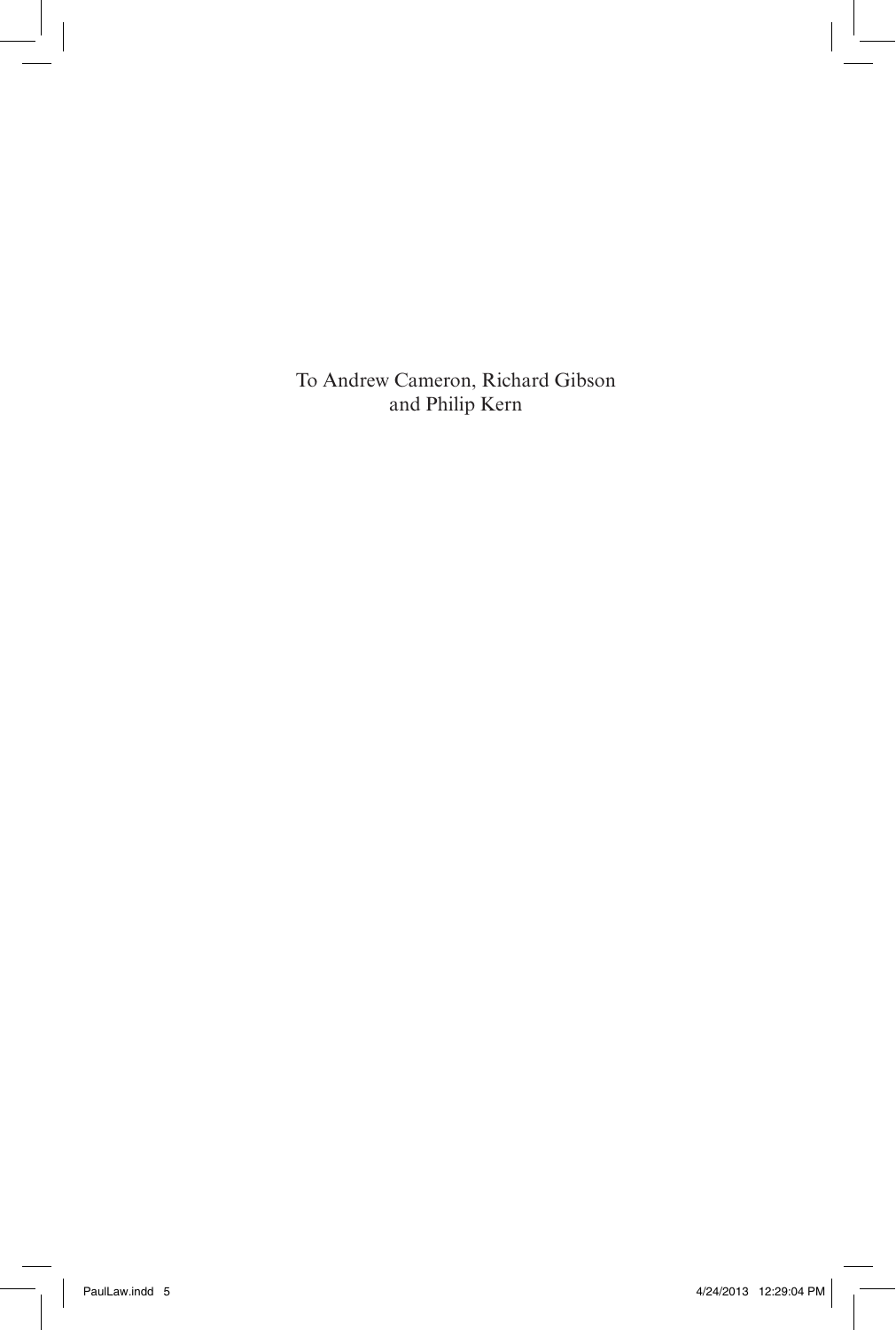To Andrew Cameron, Richard Gibson
and Philip Kern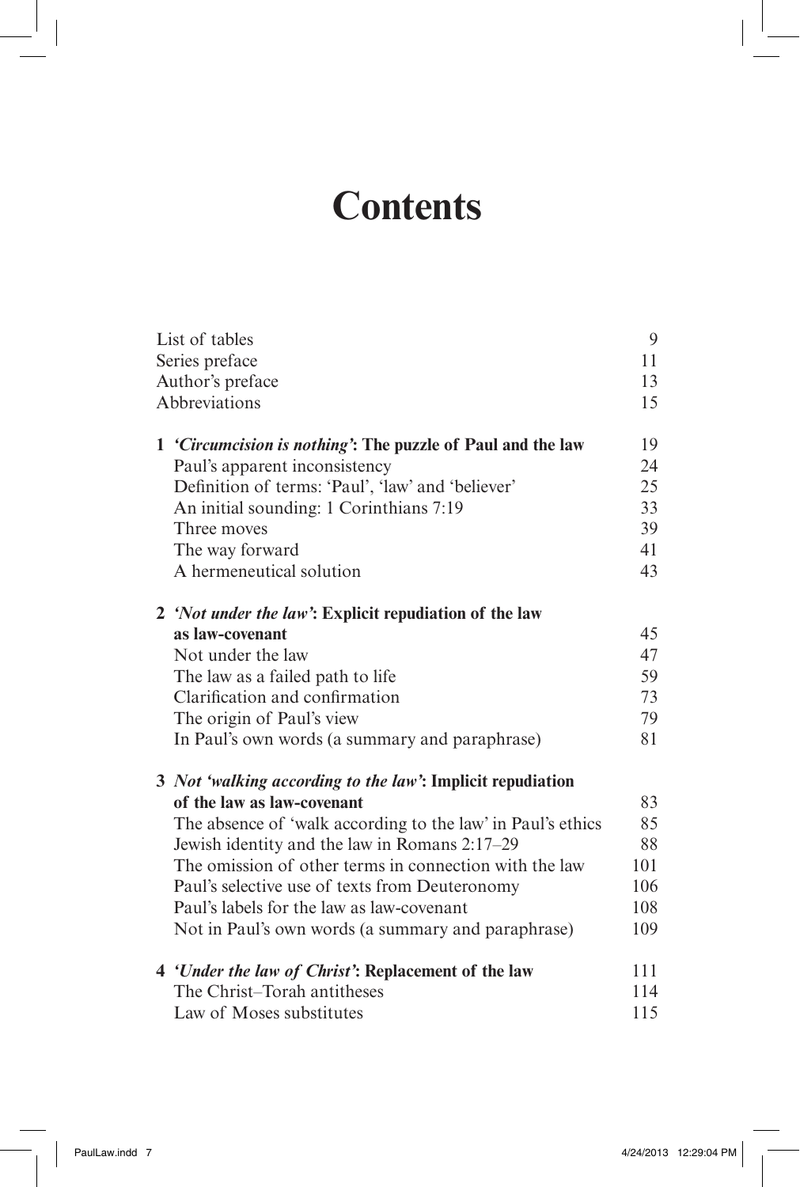# Contents

| | |
|---|---|
| List of tables | 9 |
| Series preface | 11 |
| Author's preface | 13 |
| Abbreviations | 15 |
| **1** ***'Circumcision is nothing'*****: The puzzle of Paul and the law** | 19 |
| Paul's apparent inconsistency | 24 |
| Definition of terms: 'Paul', 'law' and 'believer' | 25 |
| An initial sounding: 1 Corinthians 7:19 | 33 |
| Three moves | 39 |
| The way forward | 41 |
| A hermeneutical solution | 43 |
| **2** ***'Not under the law'*****: Explicit repudiation of the law as law-covenant** | 45 |
| Not under the law | 47 |
| The law as a failed path to life | 59 |
| Clarification and confirmation | 73 |
| The origin of Paul's view | 79 |
| In Paul's own words (a summary and paraphrase) | 81 |
| **3** ***Not 'walking according to the law'*****: Implicit repudiation of the law as law-covenant** | 83 |
| The absence of 'walk according to the law' in Paul's ethics | 85 |
| Jewish identity and the law in Romans 2:17–29 | 88 |
| The omission of other terms in connection with the law | 101 |
| Paul's selective use of texts from Deuteronomy | 106 |
| Paul's labels for the law as law-covenant | 108 |
| Not in Paul's own words (a summary and paraphrase) | 109 |
| **4** ***'Under the law of Christ'*****: Replacement of the law** | 111 |
| The Christ–Torah antitheses | 114 |
| Law of Moses substitutes | 115 |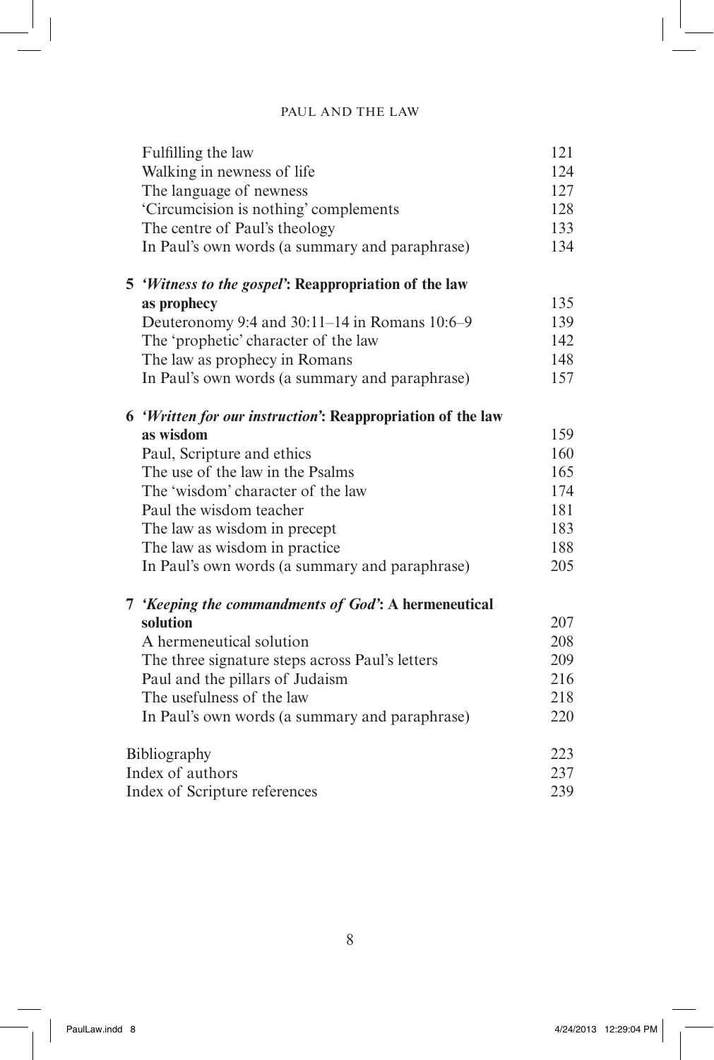| | |
|---|---|
| Fulfilling the law | 121 |
| Walking in newness of life | 124 |
| The language of newness | 127 |
| 'Circumcision is nothing' complements | 128 |
| The centre of Paul's theology | 133 |
| In Paul's own words (a summary and paraphrase) | 134 |
| **5 *'Witness to the gospel'*: Reappropriation of the law as prophecy** | 135 |
| Deuteronomy 9:4 and 30:11–14 in Romans 10:6–9 | 139 |
| The 'prophetic' character of the law | 142 |
| The law as prophecy in Romans | 148 |
| In Paul's own words (a summary and paraphrase) | 157 |
| **6 *'Written for our instruction'*: Reappropriation of the law as wisdom** | 159 |
| Paul, Scripture and ethics | 160 |
| The use of the law in the Psalms | 165 |
| The 'wisdom' character of the law | 174 |
| Paul the wisdom teacher | 181 |
| The law as wisdom in precept | 183 |
| The law as wisdom in practice | 188 |
| In Paul's own words (a summary and paraphrase) | 205 |
| **7 *'Keeping the commandments of God'*: A hermeneutical solution** | 207 |
| A hermeneutical solution | 208 |
| The three signature steps across Paul's letters | 209 |
| Paul and the pillars of Judaism | 216 |
| The usefulness of the law | 218 |
| In Paul's own words (a summary and paraphrase) | 220 |
| Bibliography | 223 |
| Index of authors | 237 |
| Index of Scripture references | 239 |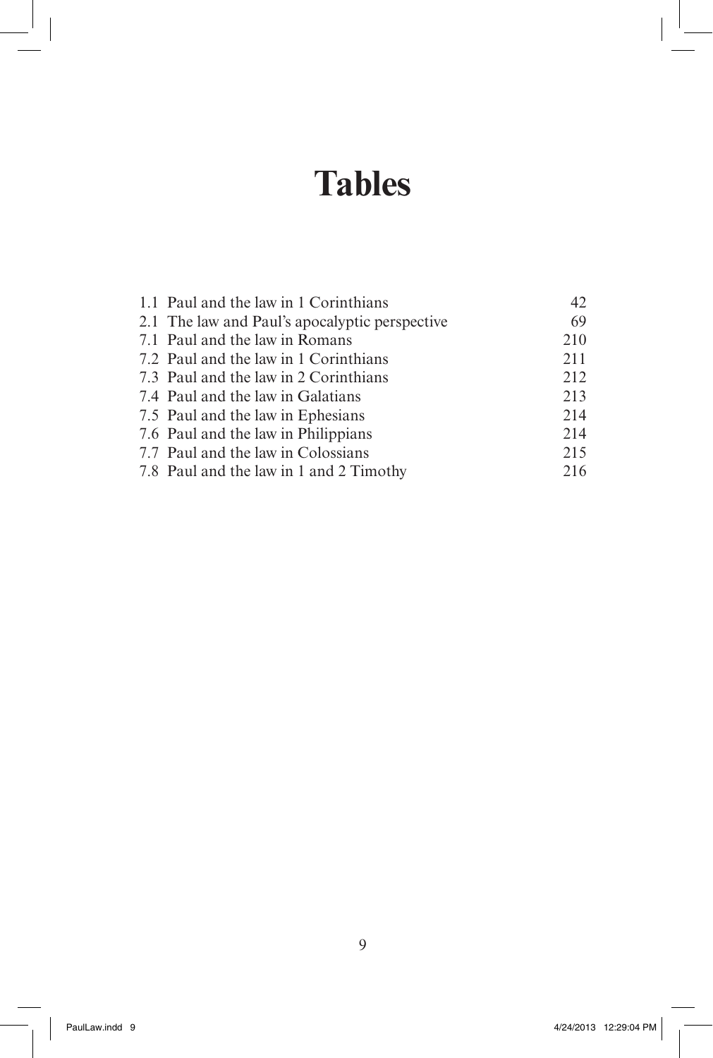# Tables

| | |
|---|---|
| 1.1 Paul and the law in 1 Corinthians | 42 |
| 2.1 The law and Paul's apocalyptic perspective | 69 |
| 7.1 Paul and the law in Romans | 210 |
| 7.2 Paul and the law in 1 Corinthians | 211 |
| 7.3 Paul and the law in 2 Corinthians | 212 |
| 7.4 Paul and the law in Galatians | 213 |
| 7.5 Paul and the law in Ephesians | 214 |
| 7.6 Paul and the law in Philippians | 214 |
| 7.7 Paul and the law in Colossians | 215 |
| 7.8 Paul and the law in 1 and 2 Timothy | 216 |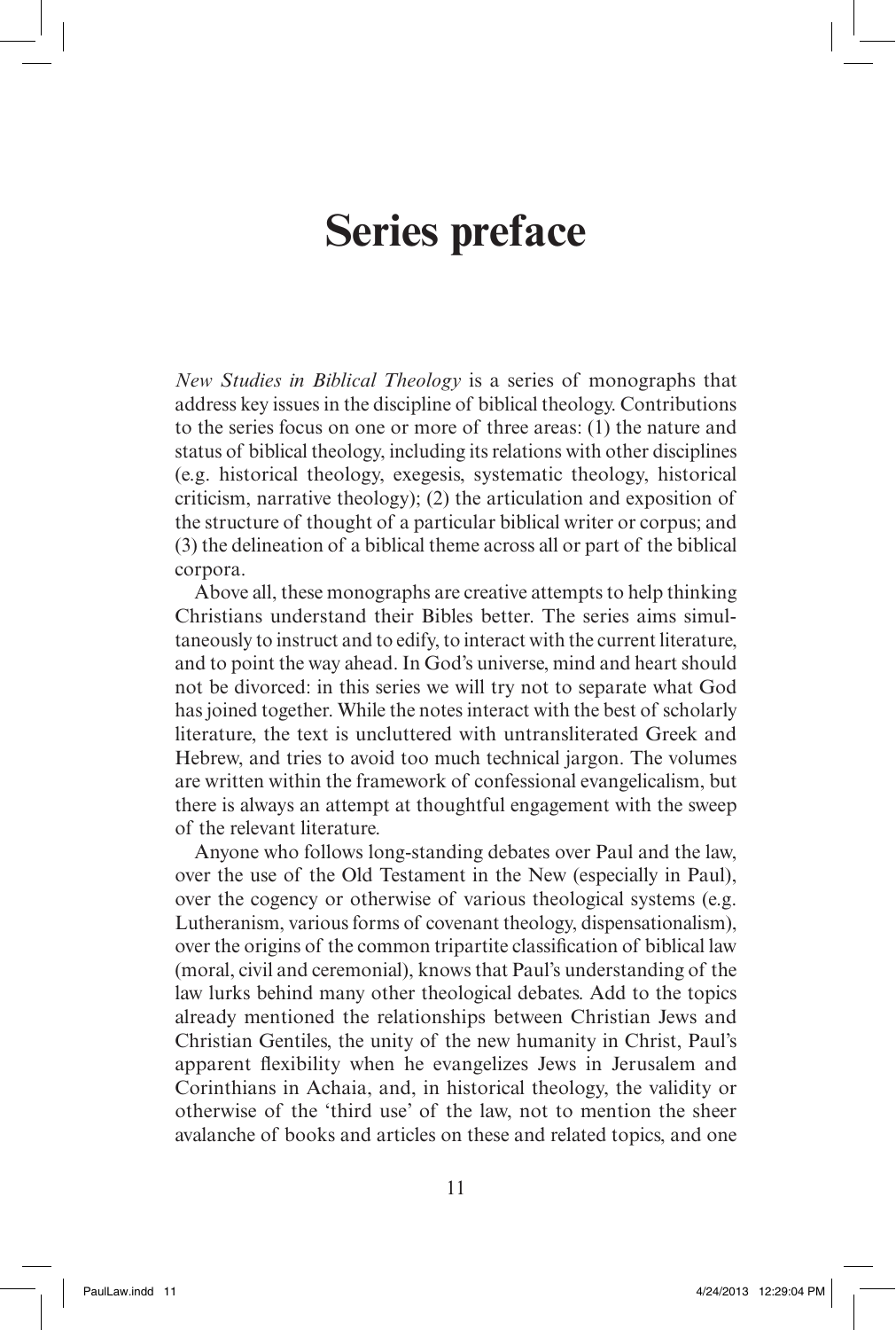# Series preface

*New Studies in Biblical Theology* is a series of monographs that address key issues in the discipline of biblical theology. Contributions to the series focus on one or more of three areas: (1) the nature and status of biblical theology, including its relations with other disciplines (e.g. historical theology, exegesis, systematic theology, historical criticism, narrative theology); (2) the articulation and exposition of the structure of thought of a particular biblical writer or corpus; and (3) the delineation of a biblical theme across all or part of the biblical corpora.

Above all, these monographs are creative attempts to help thinking Christians understand their Bibles better. The series aims simultaneously to instruct and to edify, to interact with the current literature, and to point the way ahead. In God's universe, mind and heart should not be divorced: in this series we will try not to separate what God has joined together. While the notes interact with the best of scholarly literature, the text is uncluttered with untransliterated Greek and Hebrew, and tries to avoid too much technical jargon. The volumes are written within the framework of confessional evangelicalism, but there is always an attempt at thoughtful engagement with the sweep of the relevant literature.

Anyone who follows long-standing debates over Paul and the law, over the use of the Old Testament in the New (especially in Paul), over the cogency or otherwise of various theological systems (e.g. Lutheranism, various forms of covenant theology, dispensationalism), over the origins of the common tripartite classification of biblical law (moral, civil and ceremonial), knows that Paul's understanding of the law lurks behind many other theological debates. Add to the topics already mentioned the relationships between Christian Jews and Christian Gentiles, the unity of the new humanity in Christ, Paul's apparent flexibility when he evangelizes Jews in Jerusalem and Corinthians in Achaia, and, in historical theology, the validity or otherwise of the 'third use' of the law, not to mention the sheer avalanche of books and articles on these and related topics, and one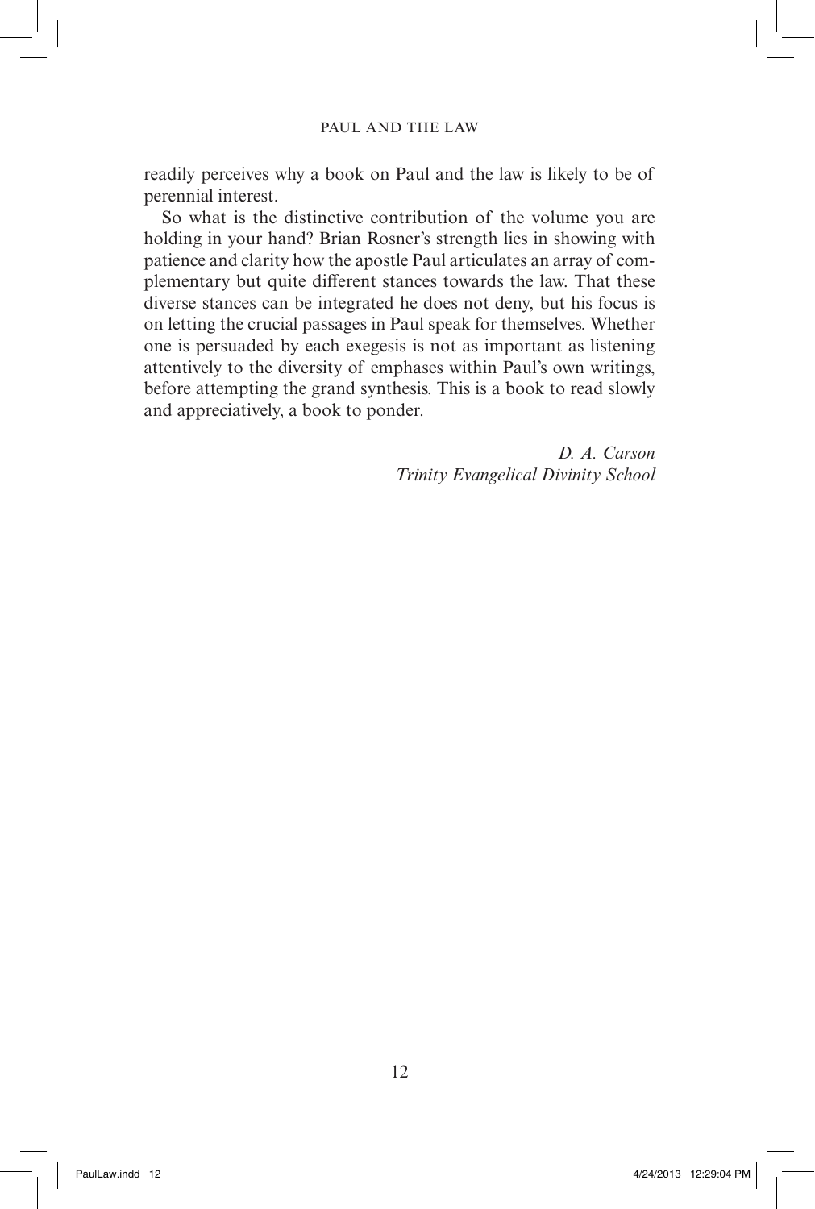readily perceives why a book on Paul and the law is likely to be of perennial interest.

So what is the distinctive contribution of the volume you are holding in your hand? Brian Rosner's strength lies in showing with patience and clarity how the apostle Paul articulates an array of complementary but quite different stances towards the law. That these diverse stances can be integrated he does not deny, but his focus is on letting the crucial passages in Paul speak for themselves. Whether one is persuaded by each exegesis is not as important as listening attentively to the diversity of emphases within Paul's own writings, before attempting the grand synthesis. This is a book to read slowly and appreciatively, a book to ponder.

*D. A. Carson*
*Trinity Evangelical Divinity School*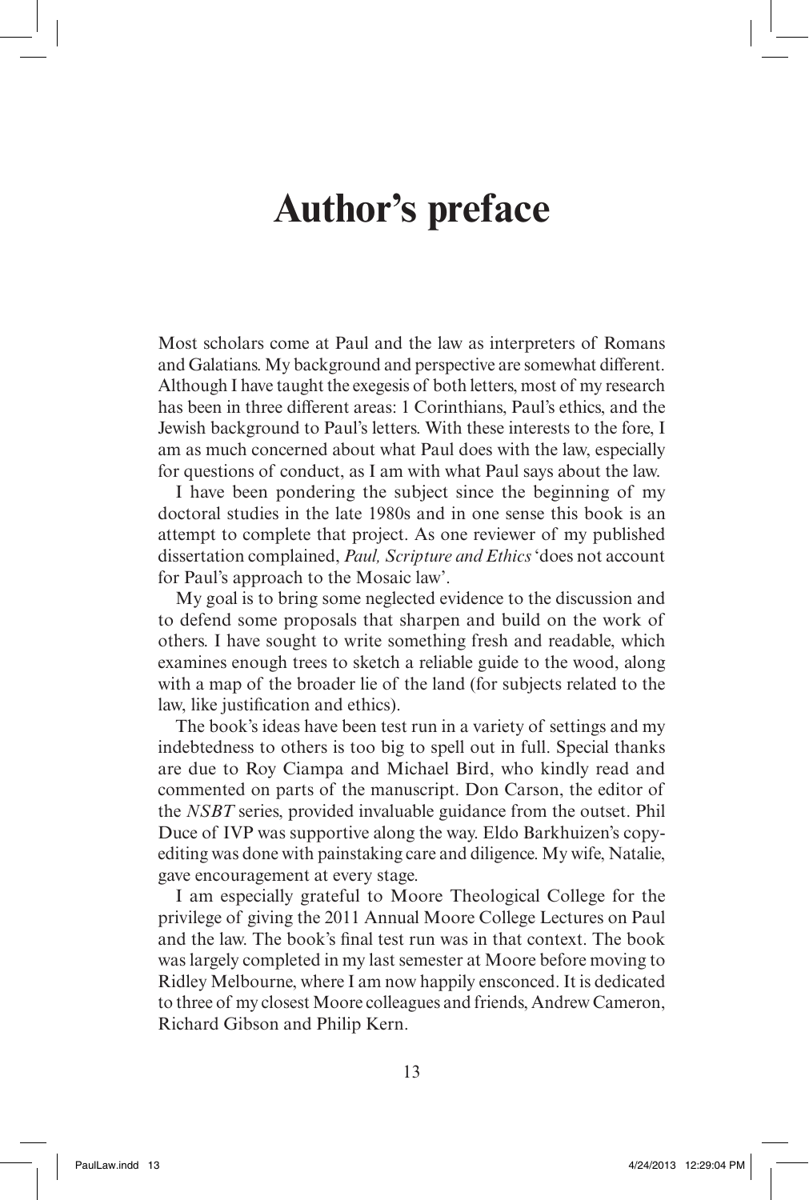# Author's preface

Most scholars come at Paul and the law as interpreters of Romans and Galatians. My background and perspective are somewhat different. Although I have taught the exegesis of both letters, most of my research has been in three different areas: 1 Corinthians, Paul's ethics, and the Jewish background to Paul's letters. With these interests to the fore, I am as much concerned about what Paul does with the law, especially for questions of conduct, as I am with what Paul says about the law.

I have been pondering the subject since the beginning of my doctoral studies in the late 1980s and in one sense this book is an attempt to complete that project. As one reviewer of my published dissertation complained, *Paul, Scripture and Ethics* 'does not account for Paul's approach to the Mosaic law'.

My goal is to bring some neglected evidence to the discussion and to defend some proposals that sharpen and build on the work of others. I have sought to write something fresh and readable, which examines enough trees to sketch a reliable guide to the wood, along with a map of the broader lie of the land (for subjects related to the law, like justification and ethics).

The book's ideas have been test run in a variety of settings and my indebtedness to others is too big to spell out in full. Special thanks are due to Roy Ciampa and Michael Bird, who kindly read and commented on parts of the manuscript. Don Carson, the editor of the *NSBT* series, provided invaluable guidance from the outset. Phil Duce of IVP was supportive along the way. Eldo Barkhuizen's copy-editing was done with painstaking care and diligence. My wife, Natalie, gave encouragement at every stage.

I am especially grateful to Moore Theological College for the privilege of giving the 2011 Annual Moore College Lectures on Paul and the law. The book's final test run was in that context. The book was largely completed in my last semester at Moore before moving to Ridley Melbourne, where I am now happily ensconced. It is dedicated to three of my closest Moore colleagues and friends, Andrew Cameron, Richard Gibson and Philip Kern.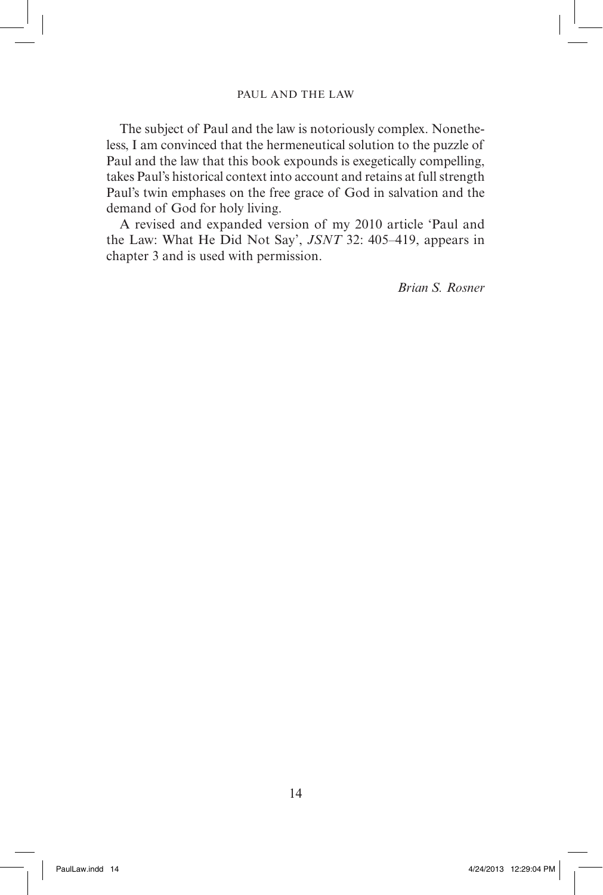The subject of Paul and the law is notoriously complex. Nonetheless, I am convinced that the hermeneutical solution to the puzzle of Paul and the law that this book expounds is exegetically compelling, takes Paul's historical context into account and retains at full strength Paul's twin emphases on the free grace of God in salvation and the demand of God for holy living.

A revised and expanded version of my 2010 article 'Paul and the Law: What He Did Not Say', *JSNT* 32: 405–419, appears in chapter 3 and is used with permission.

*Brian S. Rosner*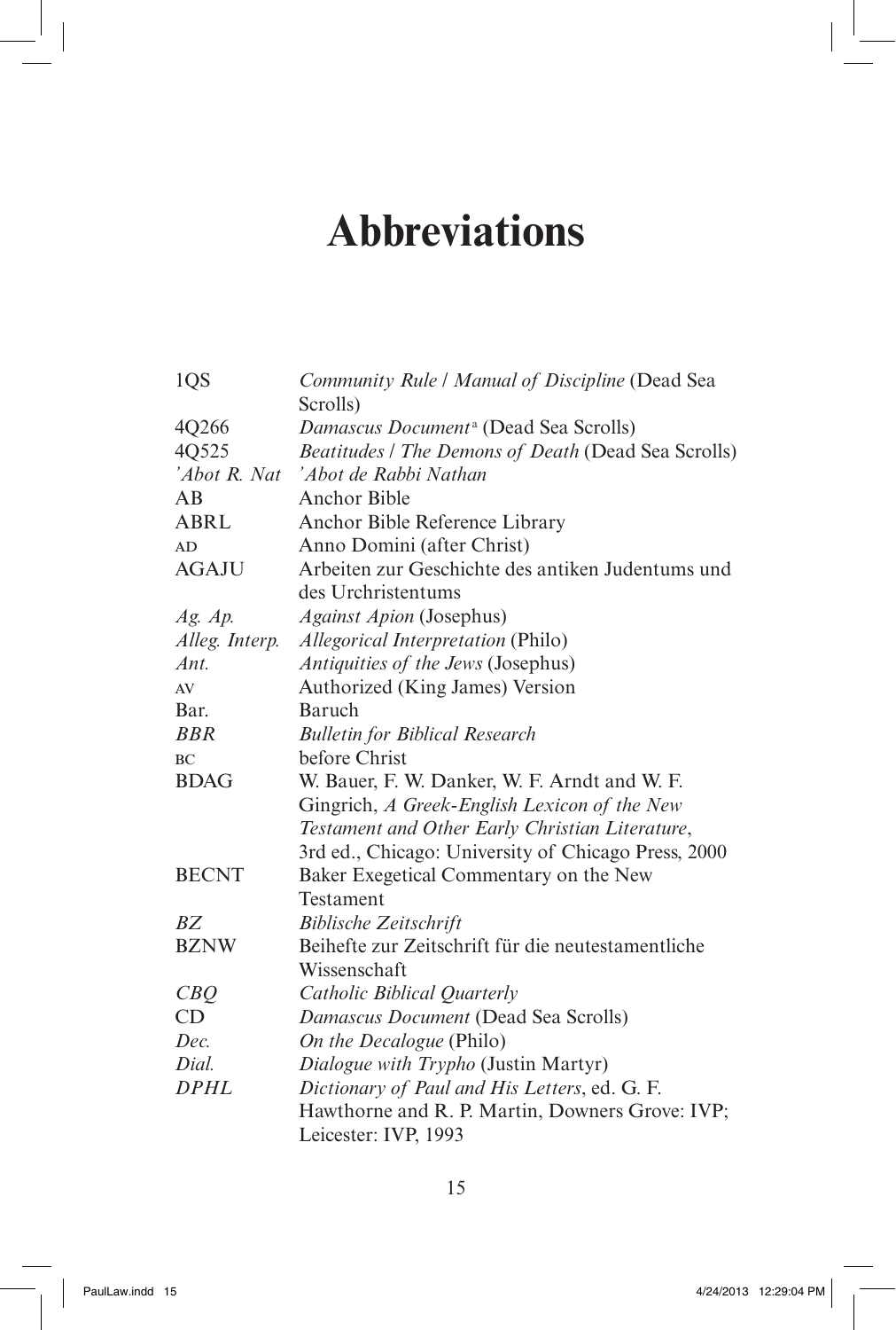# Abbreviations

| | |
|---|---|
| 1QS | *Community Rule / Manual of Discipline* (Dead Sea Scrolls) |
| 4Q266 | *Damascus Document*[a] (Dead Sea Scrolls) |
| 4Q525 | *Beatitudes / The Demons of Death* (Dead Sea Scrolls) |
| *'Abot R. Nat* | *'Abot de Rabbi Nathan* |
| AB | Anchor Bible |
| ABRL | Anchor Bible Reference Library |
| AD | Anno Domini (after Christ) |
| AGAJU | Arbeiten zur Geschichte des antiken Judentums und des Urchristentums |
| *Ag. Ap.* | *Against Apion* (Josephus) |
| *Alleg. Interp.* | *Allegorical Interpretation* (Philo) |
| *Ant.* | *Antiquities of the Jews* (Josephus) |
| AV | Authorized (King James) Version |
| Bar. | Baruch |
| *BBR* | *Bulletin for Biblical Research* |
| BC | before Christ |
| BDAG | W. Bauer, F. W. Danker, W. F. Arndt and W. F. Gingrich, *A Greek-English Lexicon of the New Testament and Other Early Christian Literature*, 3rd ed., Chicago: University of Chicago Press, 2000 |
| BECNT | Baker Exegetical Commentary on the New Testament |
| *BZ* | *Biblische Zeitschrift* |
| BZNW | Beihefte zur Zeitschrift für die neutestamentliche Wissenschaft |
| *CBQ* | *Catholic Biblical Quarterly* |
| CD | *Damascus Document* (Dead Sea Scrolls) |
| *Dec.* | *On the Decalogue* (Philo) |
| *Dial.* | *Dialogue with Trypho* (Justin Martyr) |
| *DPHL* | *Dictionary of Paul and His Letters*, ed. G. F. Hawthorne and R. P. Martin, Downers Grove: IVP; Leicester: IVP, 1993 |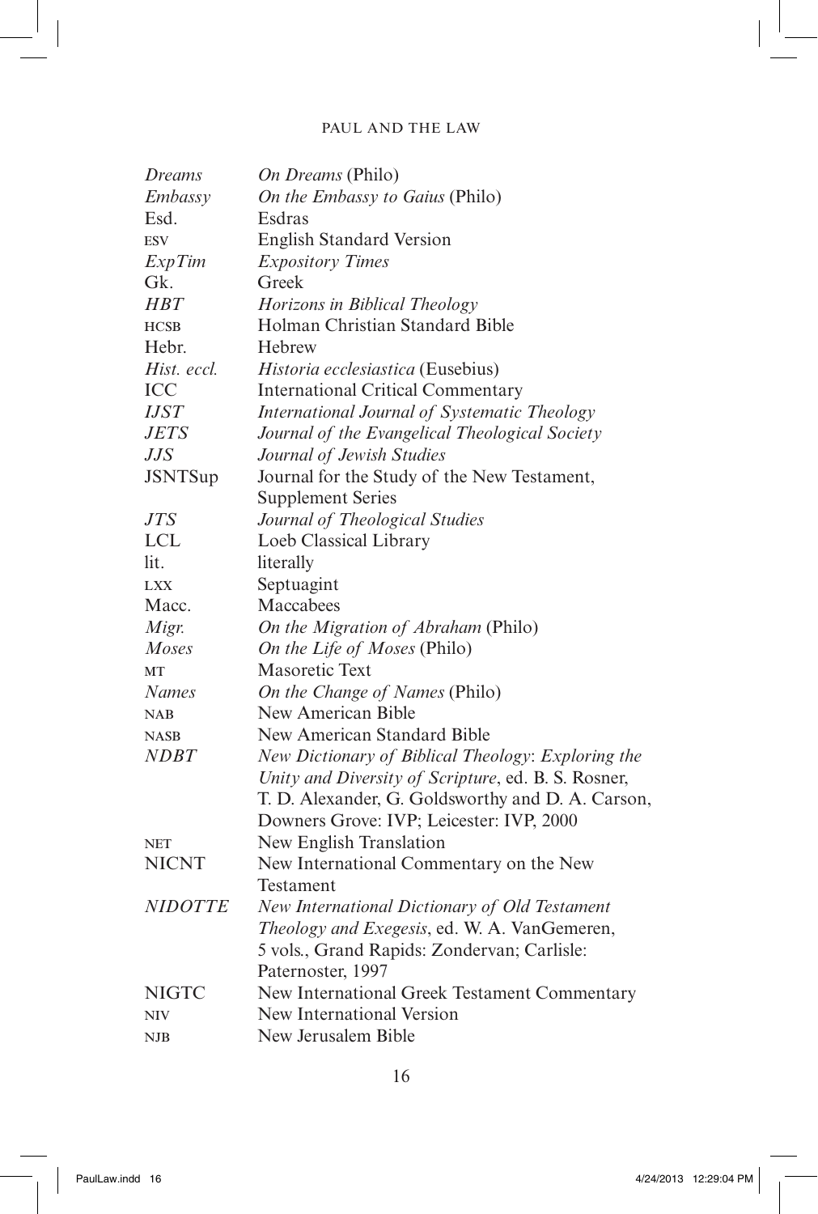| | |
|---|---|
| *Dreams* | *On Dreams* (Philo) |
| *Embassy* | *On the Embassy to Gaius* (Philo) |
| Esd. | Esdras |
| ESV | English Standard Version |
| *ExpTim* | *Expository Times* |
| Gk. | Greek |
| *HBT* | *Horizons in Biblical Theology* |
| HCSB | Holman Christian Standard Bible |
| Hebr. | Hebrew |
| *Hist. eccl.* | *Historia ecclesiastica* (Eusebius) |
| ICC | International Critical Commentary |
| *IJST* | *International Journal of Systematic Theology* |
| *JETS* | *Journal of the Evangelical Theological Society* |
| *JJS* | *Journal of Jewish Studies* |
| JSNTSup | Journal for the Study of the New Testament, Supplement Series |
| *JTS* | *Journal of Theological Studies* |
| LCL | Loeb Classical Library |
| lit. | literally |
| LXX | Septuagint |
| Macc. | Maccabees |
| *Migr.* | *On the Migration of Abraham* (Philo) |
| *Moses* | *On the Life of Moses* (Philo) |
| MT | Masoretic Text |
| *Names* | *On the Change of Names* (Philo) |
| NAB | New American Bible |
| NASB | New American Standard Bible |
| *NDBT* | *New Dictionary of Biblical Theology*: *Exploring the Unity and Diversity of Scripture*, ed. B. S. Rosner, T. D. Alexander, G. Goldsworthy and D. A. Carson, Downers Grove: IVP; Leicester: IVP, 2000 |
| NET | New English Translation |
| NICNT | New International Commentary on the New Testament |
| *NIDOTTE* | *New International Dictionary of Old Testament Theology and Exegesis*, ed. W. A. VanGemeren, 5 vols., Grand Rapids: Zondervan; Carlisle: Paternoster, 1997 |
| NIGTC | New International Greek Testament Commentary |
| NIV | New International Version |
| NJB | New Jerusalem Bible |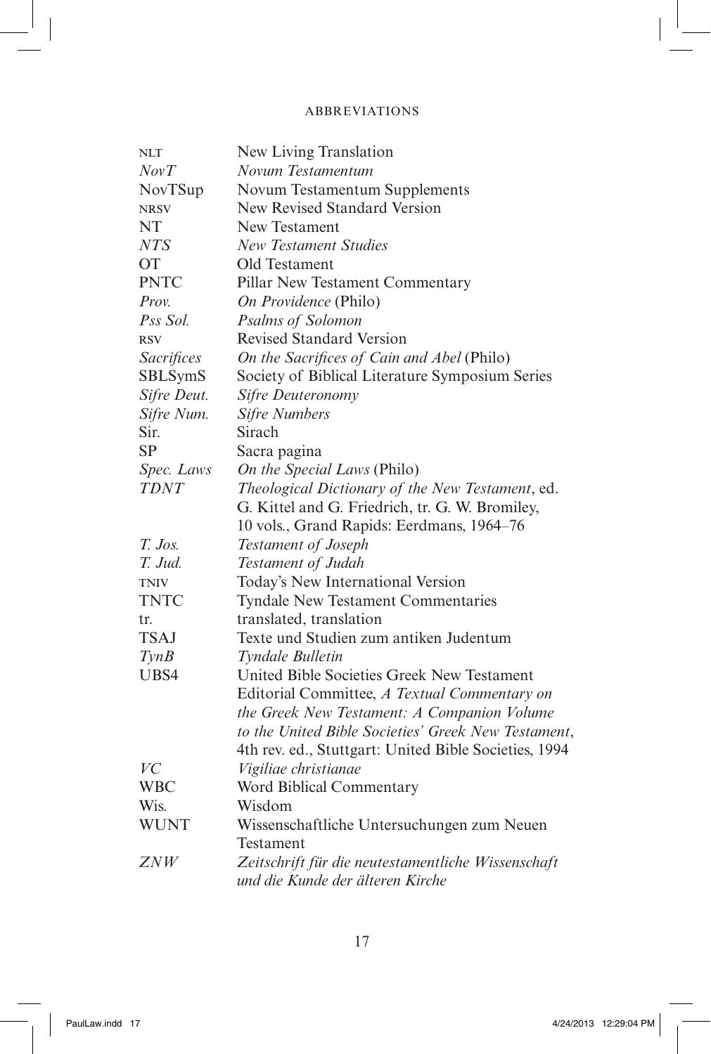| | |
|---|---|
| NLT | New Living Translation |
| *NovT* | *Novum Testamentum* |
| NovTSup | Novum Testamentum Supplements |
| NRSV | New Revised Standard Version |
| NT | New Testament |
| *NTS* | *New Testament Studies* |
| OT | Old Testament |
| PNTC | Pillar New Testament Commentary |
| *Prov.* | *On Providence* (Philo) |
| *Pss Sol.* | *Psalms of Solomon* |
| RSV | Revised Standard Version |
| *Sacrifices* | *On the Sacrifices of Cain and Abel* (Philo) |
| SBLSymS | Society of Biblical Literature Symposium Series |
| *Sifre Deut.* | *Sifre Deuteronomy* |
| *Sifre Num.* | *Sifre Numbers* |
| Sir. | Sirach |
| SP | Sacra pagina |
| *Spec. Laws* | *On the Special Laws* (Philo) |
| *TDNT* | *Theological Dictionary of the New Testament*, ed. G. Kittel and G. Friedrich, tr. G. W. Bromiley, 10 vols., Grand Rapids: Eerdmans, 1964–76 |
| *T. Jos.* | *Testament of Joseph* |
| *T. Jud.* | *Testament of Judah* |
| TNIV | Today's New International Version |
| TNTC | Tyndale New Testament Commentaries |
| tr. | translated, translation |
| TSAJ | Texte und Studien zum antiken Judentum |
| *TynB* | *Tyndale Bulletin* |
| UBS4 | United Bible Societies Greek New Testament Editorial Committee, *A Textual Commentary on the Greek New Testament: A Companion Volume to the United Bible Societies' Greek New Testament*, 4th rev. ed., Stuttgart: United Bible Societies, 1994 |
| *VC* | *Vigiliae christianae* |
| WBC | Word Biblical Commentary |
| Wis. | Wisdom |
| WUNT | Wissenschaftliche Untersuchungen zum Neuen Testament |
| *ZNW* | *Zeitschrift für die neutestamentliche Wissenschaft und die Kunde der älteren Kirche* |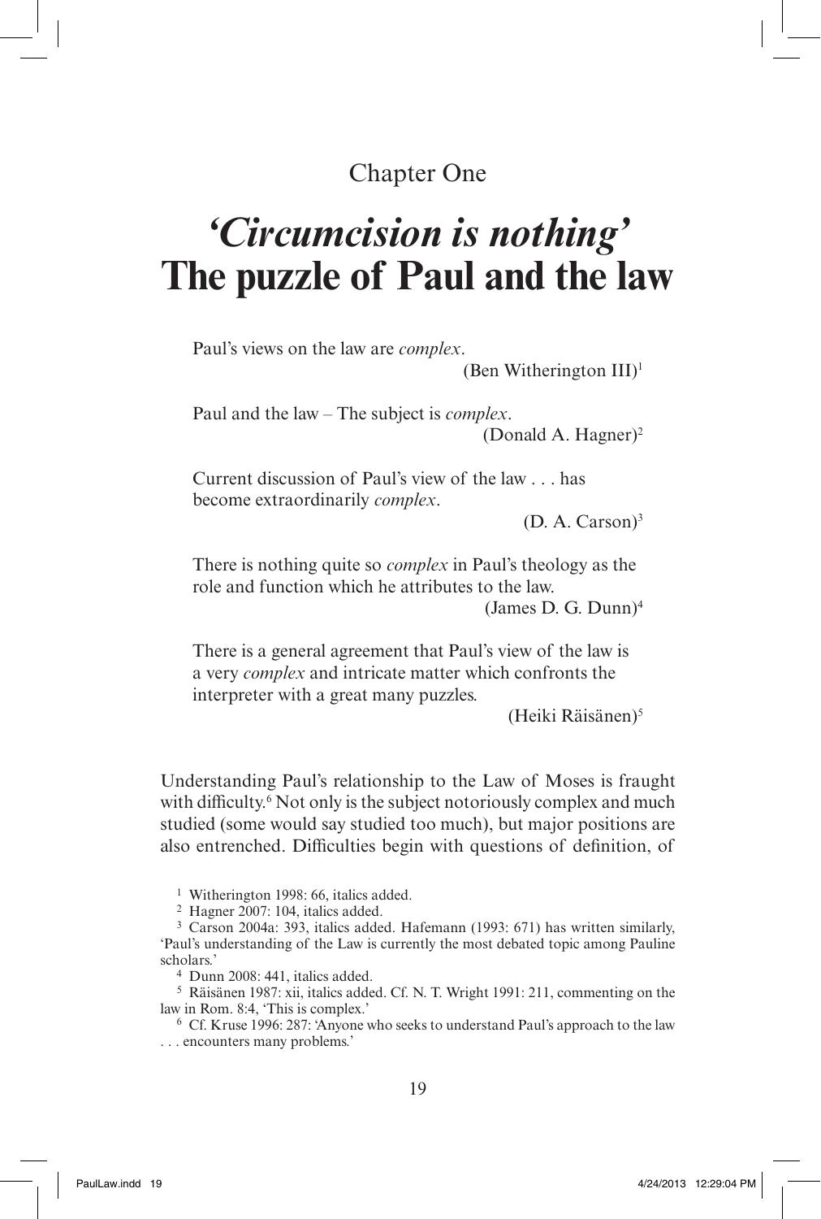Chapter One

# *'Circumcision is nothing'* The puzzle of Paul and the law

> Paul's views on the law are *complex*.
>
> (Ben Witherington III)[1]

> Paul and the law – The subject is *complex*.
>
> (Donald A. Hagner)[2]

> Current discussion of Paul's view of the law . . . has become extraordinarily *complex*.
>
> (D. A. Carson)[3]

> There is nothing quite so *complex* in Paul's theology as the role and function which he attributes to the law.
>
> (James D. G. Dunn)[4]

> There is a general agreement that Paul's view of the law is a very *complex* and intricate matter which confronts the interpreter with a great many puzzles.
>
> (Heiki Räisänen)[5]

Understanding Paul's relationship to the Law of Moses is fraught with difficulty.[6] Not only is the subject notoriously complex and much studied (some would say studied too much), but major positions are also entrenched. Difficulties begin with questions of definition, of

[1] Witherington 1998: 66, italics added.

[2] Hagner 2007: 104, italics added.

[3] Carson 2004a: 393, italics added. Hafemann (1993: 671) has written similarly, 'Paul's understanding of the Law is currently the most debated topic among Pauline scholars.'

[4] Dunn 2008: 441, italics added.

[5] Räisänen 1987: xii, italics added. Cf. N. T. Wright 1991: 211, commenting on the law in Rom. 8:4, 'This is complex.'

[6] Cf. Kruse 1996: 287: 'Anyone who seeks to understand Paul's approach to the law . . . encounters many problems.'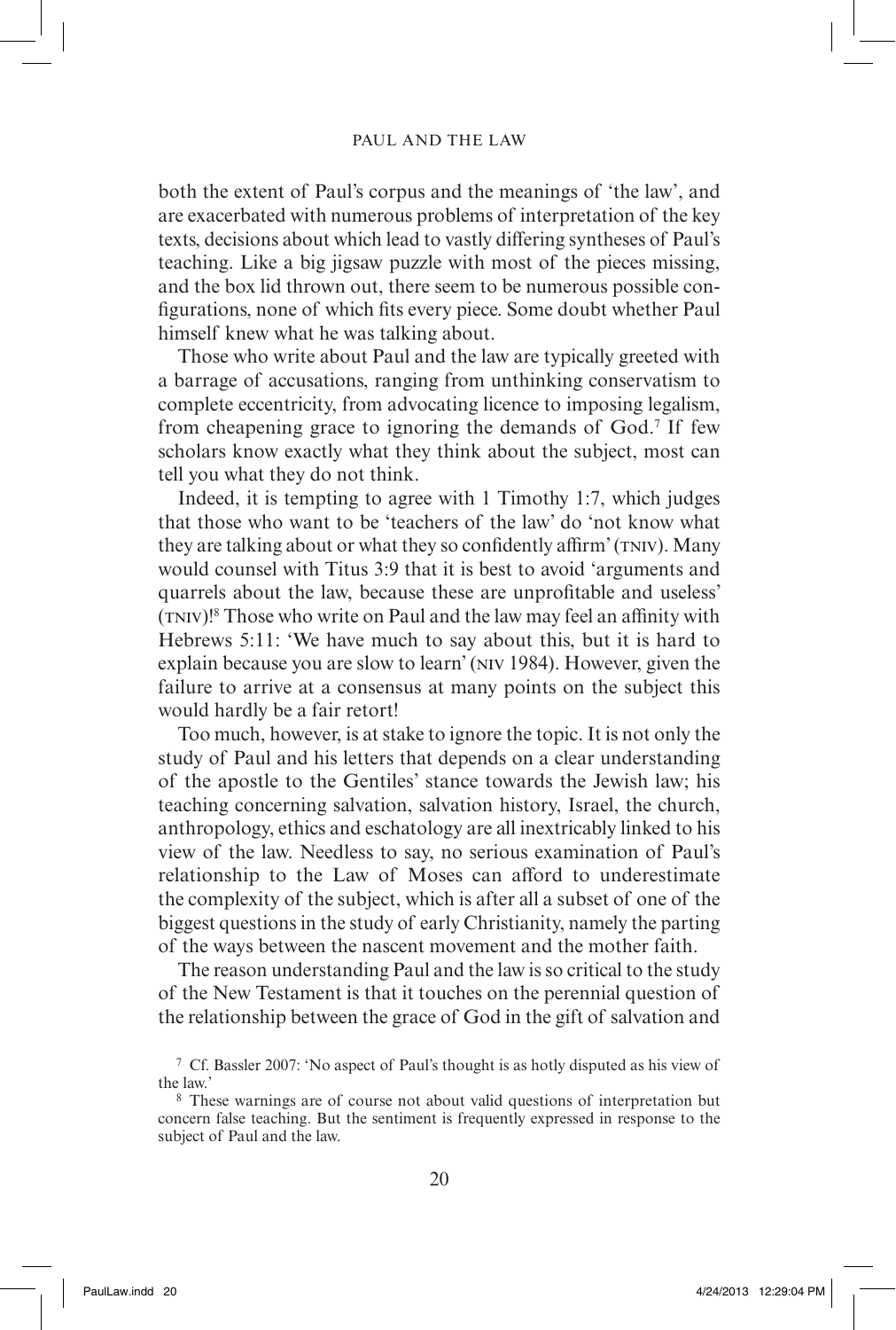both the extent of Paul's corpus and the meanings of 'the law', and are exacerbated with numerous problems of interpretation of the key texts, decisions about which lead to vastly differing syntheses of Paul's teaching. Like a big jigsaw puzzle with most of the pieces missing, and the box lid thrown out, there seem to be numerous possible configurations, none of which fits every piece. Some doubt whether Paul himself knew what he was talking about.

Those who write about Paul and the law are typically greeted with a barrage of accusations, ranging from unthinking conservatism to complete eccentricity, from advocating licence to imposing legalism, from cheapening grace to ignoring the demands of God.[7] If few scholars know exactly what they think about the subject, most can tell you what they do not think.

Indeed, it is tempting to agree with 1 Timothy 1:7, which judges that those who want to be 'teachers of the law' do 'not know what they are talking about or what they so confidently affirm' (TNIV). Many would counsel with Titus 3:9 that it is best to avoid 'arguments and quarrels about the law, because these are unprofitable and useless' (TNIV)![8] Those who write on Paul and the law may feel an affinity with Hebrews 5:11: 'We have much to say about this, but it is hard to explain because you are slow to learn' (NIV 1984). However, given the failure to arrive at a consensus at many points on the subject this would hardly be a fair retort!

Too much, however, is at stake to ignore the topic. It is not only the study of Paul and his letters that depends on a clear understanding of the apostle to the Gentiles' stance towards the Jewish law; his teaching concerning salvation, salvation history, Israel, the church, anthropology, ethics and eschatology are all inextricably linked to his view of the law. Needless to say, no serious examination of Paul's relationship to the Law of Moses can afford to underestimate the complexity of the subject, which is after all a subset of one of the biggest questions in the study of early Christianity, namely the parting of the ways between the nascent movement and the mother faith.

The reason understanding Paul and the law is so critical to the study of the New Testament is that it touches on the perennial question of the relationship between the grace of God in the gift of salvation and

[7] Cf. Bassler 2007: 'No aspect of Paul's thought is as hotly disputed as his view of the law.'

[8] These warnings are of course not about valid questions of interpretation but concern false teaching. But the sentiment is frequently expressed in response to the subject of Paul and the law.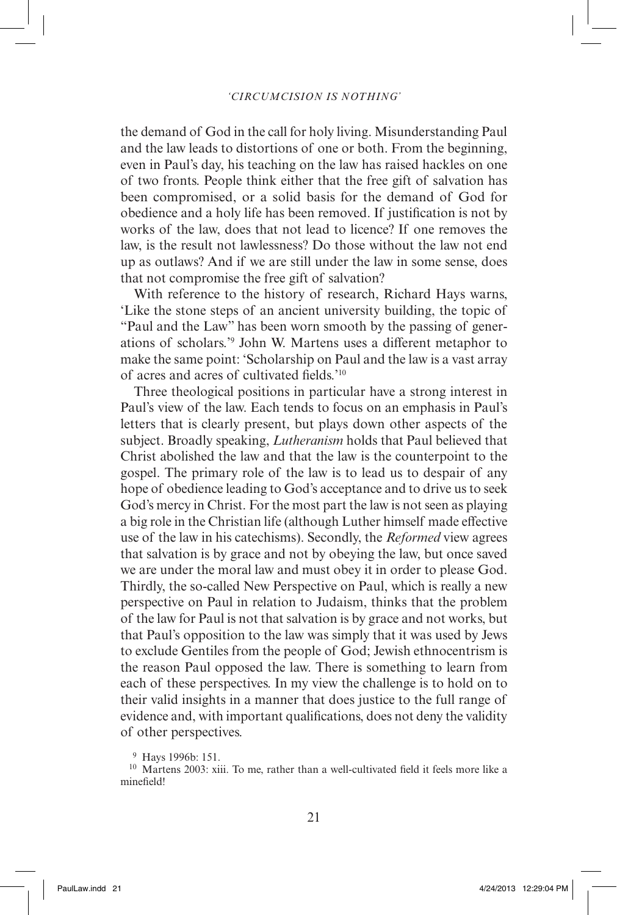the demand of God in the call for holy living. Misunderstanding Paul and the law leads to distortions of one or both. From the beginning, even in Paul's day, his teaching on the law has raised hackles on one of two fronts. People think either that the free gift of salvation has been compromised, or a solid basis for the demand of God for obedience and a holy life has been removed. If justification is not by works of the law, does that not lead to licence? If one removes the law, is the result not lawlessness? Do those without the law not end up as outlaws? And if we are still under the law in some sense, does that not compromise the free gift of salvation?

With reference to the history of research, Richard Hays warns, 'Like the stone steps of an ancient university building, the topic of "Paul and the Law" has been worn smooth by the passing of generations of scholars.'[9] John W. Martens uses a different metaphor to make the same point: 'Scholarship on Paul and the law is a vast array of acres and acres of cultivated fields.'[10]

Three theological positions in particular have a strong interest in Paul's view of the law. Each tends to focus on an emphasis in Paul's letters that is clearly present, but plays down other aspects of the subject. Broadly speaking, *Lutheranism* holds that Paul believed that Christ abolished the law and that the law is the counterpoint to the gospel. The primary role of the law is to lead us to despair of any hope of obedience leading to God's acceptance and to drive us to seek God's mercy in Christ. For the most part the law is not seen as playing a big role in the Christian life (although Luther himself made effective use of the law in his catechisms). Secondly, the *Reformed* view agrees that salvation is by grace and not by obeying the law, but once saved we are under the moral law and must obey it in order to please God. Thirdly, the so-called New Perspective on Paul, which is really a new perspective on Paul in relation to Judaism, thinks that the problem of the law for Paul is not that salvation is by grace and not works, but that Paul's opposition to the law was simply that it was used by Jews to exclude Gentiles from the people of God; Jewish ethnocentrism is the reason Paul opposed the law. There is something to learn from each of these perspectives. In my view the challenge is to hold on to their valid insights in a manner that does justice to the full range of evidence and, with important qualifications, does not deny the validity of other perspectives.

[9] Hays 1996b: 151.

[10] Martens 2003: xiii. To me, rather than a well-cultivated field it feels more like a minefield!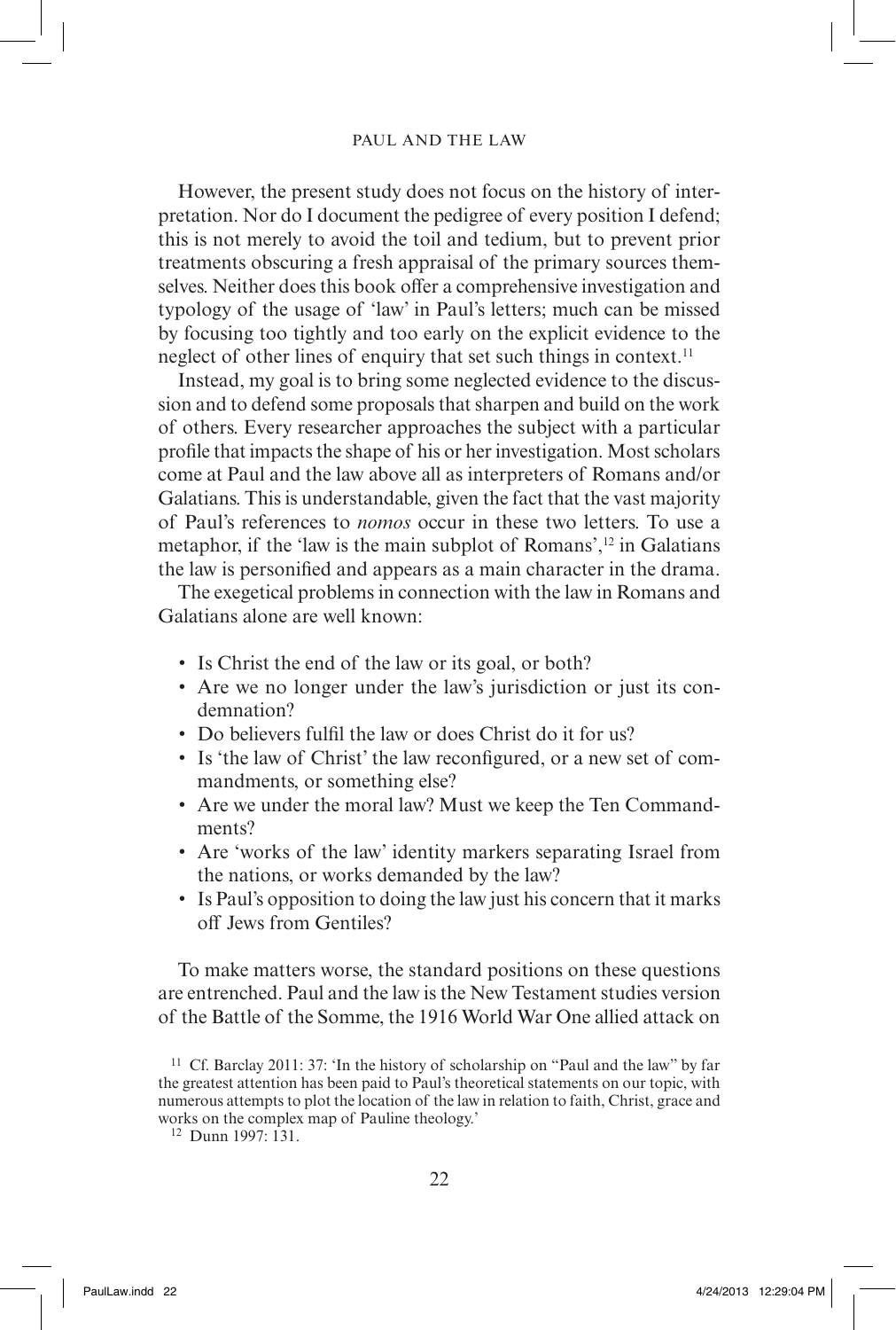However, the present study does not focus on the history of interpretation. Nor do I document the pedigree of every position I defend; this is not merely to avoid the toil and tedium, but to prevent prior treatments obscuring a fresh appraisal of the primary sources themselves. Neither does this book offer a comprehensive investigation and typology of the usage of 'law' in Paul's letters; much can be missed by focusing too tightly and too early on the explicit evidence to the neglect of other lines of enquiry that set such things in context.[11]

Instead, my goal is to bring some neglected evidence to the discussion and to defend some proposals that sharpen and build on the work of others. Every researcher approaches the subject with a particular profile that impacts the shape of his or her investigation. Most scholars come at Paul and the law above all as interpreters of Romans and/or Galatians. This is understandable, given the fact that the vast majority of Paul's references to *nomos* occur in these two letters. To use a metaphor, if the 'law is the main subplot of Romans',[12] in Galatians the law is personified and appears as a main character in the drama.

The exegetical problems in connection with the law in Romans and Galatians alone are well known:

- Is Christ the end of the law or its goal, or both?
- Are we no longer under the law's jurisdiction or just its condemnation?
- Do believers fulfil the law or does Christ do it for us?
- Is 'the law of Christ' the law reconfigured, or a new set of commandments, or something else?
- Are we under the moral law? Must we keep the Ten Commandments?
- Are 'works of the law' identity markers separating Israel from the nations, or works demanded by the law?
- Is Paul's opposition to doing the law just his concern that it marks off Jews from Gentiles?

To make matters worse, the standard positions on these questions are entrenched. Paul and the law is the New Testament studies version of the Battle of the Somme, the 1916 World War One allied attack on

[11] Cf. Barclay 2011: 37: 'In the history of scholarship on "Paul and the law" by far the greatest attention has been paid to Paul's theoretical statements on our topic, with numerous attempts to plot the location of the law in relation to faith, Christ, grace and works on the complex map of Pauline theology.'

[12] Dunn 1997: 131.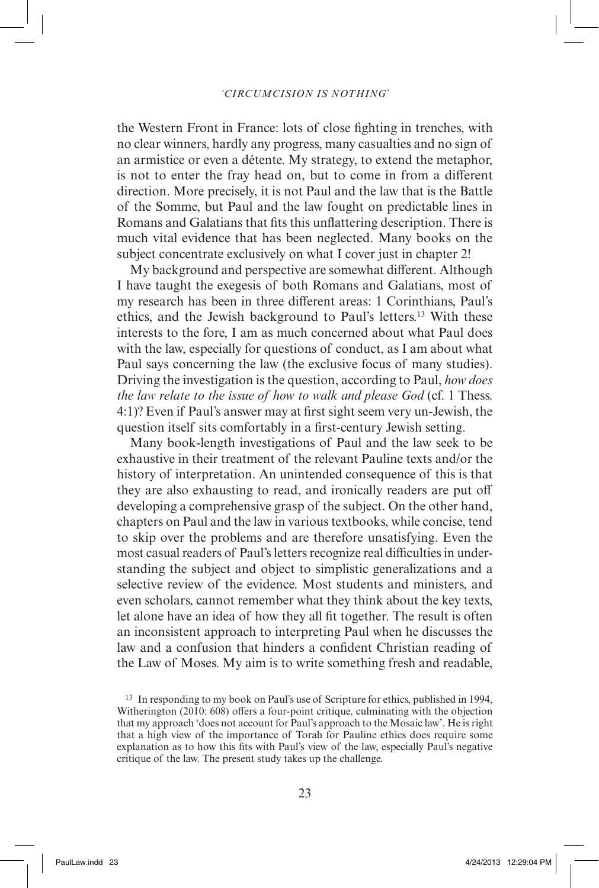the Western Front in France: lots of close fighting in trenches, with no clear winners, hardly any progress, many casualties and no sign of an armistice or even a détente. My strategy, to extend the metaphor, is not to enter the fray head on, but to come in from a different direction. More precisely, it is not Paul and the law that is the Battle of the Somme, but Paul and the law fought on predictable lines in Romans and Galatians that fits this unflattering description. There is much vital evidence that has been neglected. Many books on the subject concentrate exclusively on what I cover just in chapter 2!

My background and perspective are somewhat different. Although I have taught the exegesis of both Romans and Galatians, most of my research has been in three different areas: 1 Corinthians, Paul's ethics, and the Jewish background to Paul's letters.[13] With these interests to the fore, I am as much concerned about what Paul does with the law, especially for questions of conduct, as I am about what Paul says concerning the law (the exclusive focus of many studies). Driving the investigation is the question, according to Paul, *how does the law relate to the issue of how to walk and please God* (cf. 1 Thess. 4:1)? Even if Paul's answer may at first sight seem very un-Jewish, the question itself sits comfortably in a first-century Jewish setting.

Many book-length investigations of Paul and the law seek to be exhaustive in their treatment of the relevant Pauline texts and/or the history of interpretation. An unintended consequence of this is that they are also exhausting to read, and ironically readers are put off developing a comprehensive grasp of the subject. On the other hand, chapters on Paul and the law in various textbooks, while concise, tend to skip over the problems and are therefore unsatisfying. Even the most casual readers of Paul's letters recognize real difficulties in understanding the subject and object to simplistic generalizations and a selective review of the evidence. Most students and ministers, and even scholars, cannot remember what they think about the key texts, let alone have an idea of how they all fit together. The result is often an inconsistent approach to interpreting Paul when he discusses the law and a confusion that hinders a confident Christian reading of the Law of Moses. My aim is to write something fresh and readable,

[13] In responding to my book on Paul's use of Scripture for ethics, published in 1994, Witherington (2010: 608) offers a four-point critique, culminating with the objection that my approach 'does not account for Paul's approach to the Mosaic law'. He is right that a high view of the importance of Torah for Pauline ethics does require some explanation as to how this fits with Paul's view of the law, especially Paul's negative critique of the law. The present study takes up the challenge.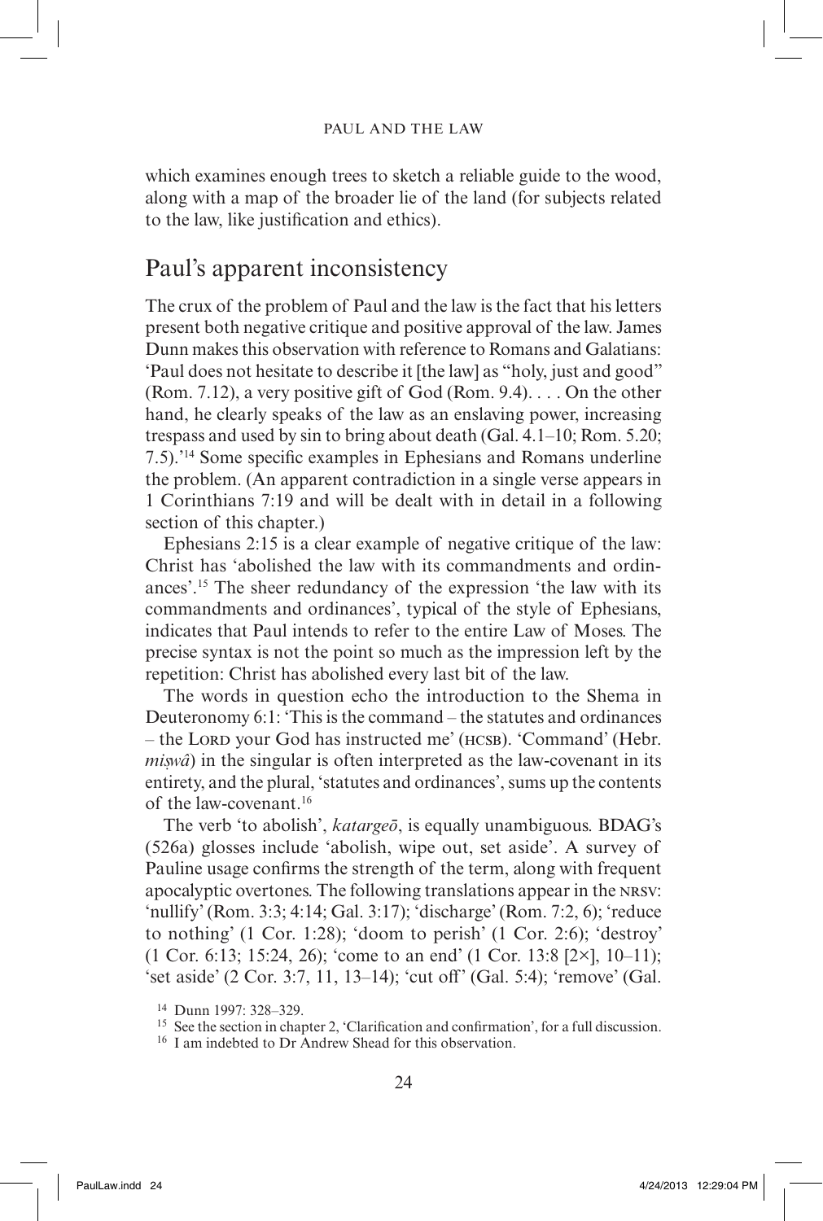which examines enough trees to sketch a reliable guide to the wood, along with a map of the broader lie of the land (for subjects related to the law, like justification and ethics).

## Paul's apparent inconsistency

The crux of the problem of Paul and the law is the fact that his letters present both negative critique and positive approval of the law. James Dunn makes this observation with reference to Romans and Galatians: 'Paul does not hesitate to describe it [the law] as "holy, just and good" (Rom. 7.12), a very positive gift of God (Rom. 9.4). . . . On the other hand, he clearly speaks of the law as an enslaving power, increasing trespass and used by sin to bring about death (Gal. 4.1–10; Rom. 5.20; 7.5).'[14] Some specific examples in Ephesians and Romans underline the problem. (An apparent contradiction in a single verse appears in 1 Corinthians 7:19 and will be dealt with in detail in a following section of this chapter.)

Ephesians 2:15 is a clear example of negative critique of the law: Christ has 'abolished the law with its commandments and ordinances'.[15] The sheer redundancy of the expression 'the law with its commandments and ordinances', typical of the style of Ephesians, indicates that Paul intends to refer to the entire Law of Moses. The precise syntax is not the point so much as the impression left by the repetition: Christ has abolished every last bit of the law.

The words in question echo the introduction to the Shema in Deuteronomy 6:1: 'This is the command – the statutes and ordinances – the Lord your God has instructed me' (HCSB). 'Command' (Hebr. *miṣwâ*) in the singular is often interpreted as the law-covenant in its entirety, and the plural, 'statutes and ordinances', sums up the contents of the law-covenant.[16]

The verb 'to abolish', *katargeō*, is equally unambiguous. BDAG's (526a) glosses include 'abolish, wipe out, set aside'. A survey of Pauline usage confirms the strength of the term, along with frequent apocalyptic overtones. The following translations appear in the NRSV: 'nullify' (Rom. 3:3; 4:14; Gal. 3:17); 'discharge' (Rom. 7:2, 6); 'reduce to nothing' (1 Cor. 1:28); 'doom to perish' (1 Cor. 2:6); 'destroy' (1 Cor. 6:13; 15:24, 26); 'come to an end' (1 Cor. 13:8 [2×], 10–11); 'set aside' (2 Cor. 3:7, 11, 13–14); 'cut off' (Gal. 5:4); 'remove' (Gal.

[14] Dunn 1997: 328–329.

[15] See the section in chapter 2, 'Clarification and confirmation', for a full discussion.

[16] I am indebted to Dr Andrew Shead for this observation.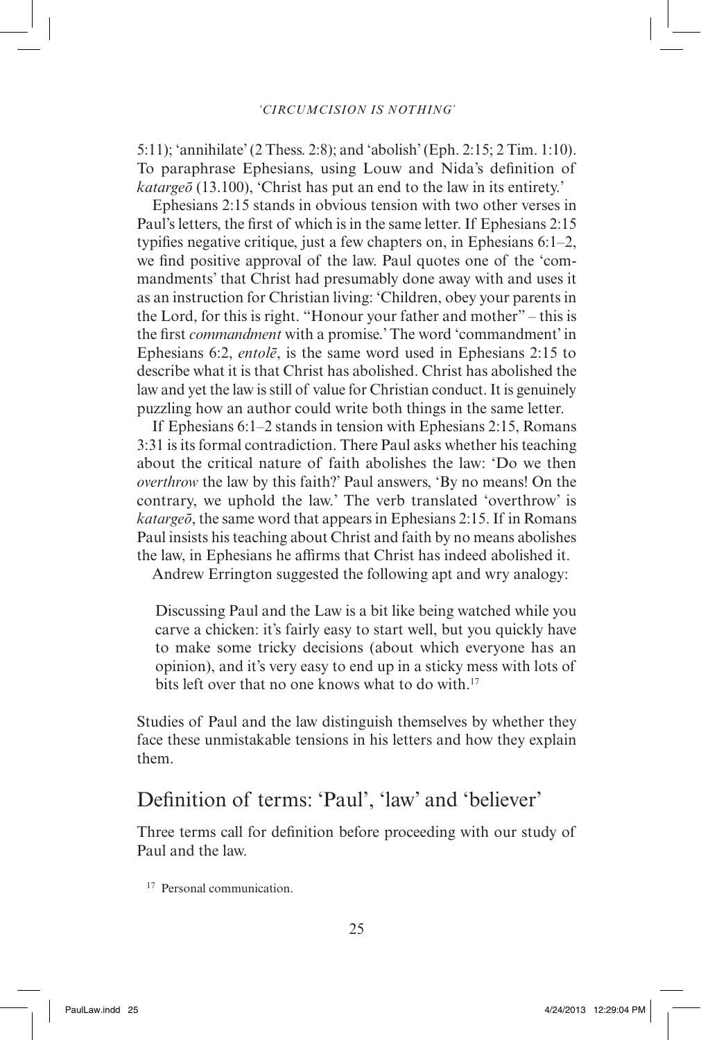5:11); 'annihilate' (2 Thess. 2:8); and 'abolish' (Eph. 2:15; 2 Tim. 1:10). To paraphrase Ephesians, using Louw and Nida's definition of *katargeō* (13.100), 'Christ has put an end to the law in its entirety.'

Ephesians 2:15 stands in obvious tension with two other verses in Paul's letters, the first of which is in the same letter. If Ephesians 2:15 typifies negative critique, just a few chapters on, in Ephesians 6:1–2, we find positive approval of the law. Paul quotes one of the 'commandments' that Christ had presumably done away with and uses it as an instruction for Christian living: 'Children, obey your parents in the Lord, for this is right. "Honour your father and mother" – this is the first *commandment* with a promise.' The word 'commandment' in Ephesians 6:2, *entolē*, is the same word used in Ephesians 2:15 to describe what it is that Christ has abolished. Christ has abolished the law and yet the law is still of value for Christian conduct. It is genuinely puzzling how an author could write both things in the same letter.

If Ephesians 6:1–2 stands in tension with Ephesians 2:15, Romans 3:31 is its formal contradiction. There Paul asks whether his teaching about the critical nature of faith abolishes the law: 'Do we then *overthrow* the law by this faith?' Paul answers, 'By no means! On the contrary, we uphold the law.' The verb translated 'overthrow' is *katargeō*, the same word that appears in Ephesians 2:15. If in Romans Paul insists his teaching about Christ and faith by no means abolishes the law, in Ephesians he affirms that Christ has indeed abolished it.

Andrew Errington suggested the following apt and wry analogy:

> Discussing Paul and the Law is a bit like being watched while you carve a chicken: it's fairly easy to start well, but you quickly have to make some tricky decisions (about which everyone has an opinion), and it's very easy to end up in a sticky mess with lots of bits left over that no one knows what to do with.[17]

Studies of Paul and the law distinguish themselves by whether they face these unmistakable tensions in his letters and how they explain them.

## Definition of terms: 'Paul', 'law' and 'believer'

Three terms call for definition before proceeding with our study of Paul and the law.

[17] Personal communication.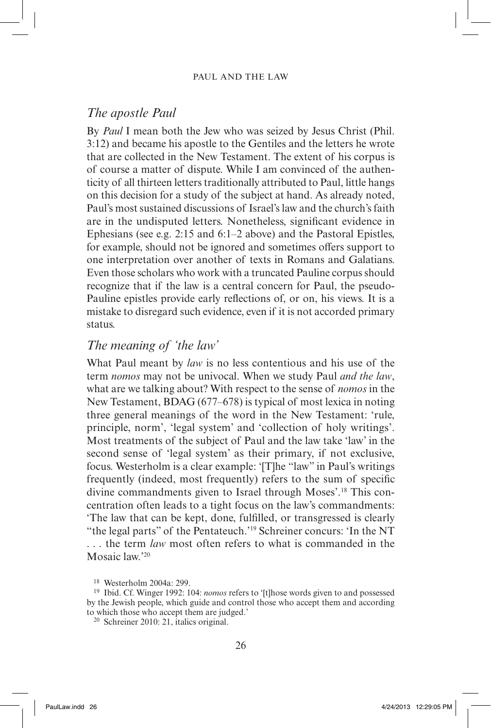## *The apostle Paul*

By *Paul* I mean both the Jew who was seized by Jesus Christ (Phil. 3:12) and became his apostle to the Gentiles and the letters he wrote that are collected in the New Testament. The extent of his corpus is of course a matter of dispute. While I am convinced of the authenticity of all thirteen letters traditionally attributed to Paul, little hangs on this decision for a study of the subject at hand. As already noted, Paul's most sustained discussions of Israel's law and the church's faith are in the undisputed letters. Nonetheless, significant evidence in Ephesians (see e.g. 2:15 and 6:1–2 above) and the Pastoral Epistles, for example, should not be ignored and sometimes offers support to one interpretation over another of texts in Romans and Galatians. Even those scholars who work with a truncated Pauline corpus should recognize that if the law is a central concern for Paul, the pseudo-Pauline epistles provide early reflections of, or on, his views. It is a mistake to disregard such evidence, even if it is not accorded primary status.

## *The meaning of 'the law'*

What Paul meant by *law* is no less contentious and his use of the term *nomos* may not be univocal. When we study Paul *and the law*, what are we talking about? With respect to the sense of *nomos* in the New Testament, BDAG (677–678) is typical of most lexica in noting three general meanings of the word in the New Testament: 'rule, principle, norm', 'legal system' and 'collection of holy writings'. Most treatments of the subject of Paul and the law take 'law' in the second sense of 'legal system' as their primary, if not exclusive, focus. Westerholm is a clear example: '[T]he "law" in Paul's writings frequently (indeed, most frequently) refers to the sum of specific divine commandments given to Israel through Moses'.[18] This concentration often leads to a tight focus on the law's commandments: 'The law that can be kept, done, fulfilled, or transgressed is clearly "the legal parts" of the Pentateuch.'[19] Schreiner concurs: 'In the NT . . . the term *law* most often refers to what is commanded in the Mosaic law.'[20]

[18] Westerholm 2004a: 299.

[19] Ibid. Cf. Winger 1992: 104: *nomos* refers to '[t]hose words given to and possessed by the Jewish people, which guide and control those who accept them and according to which those who accept them are judged.'

[20] Schreiner 2010: 21, italics original.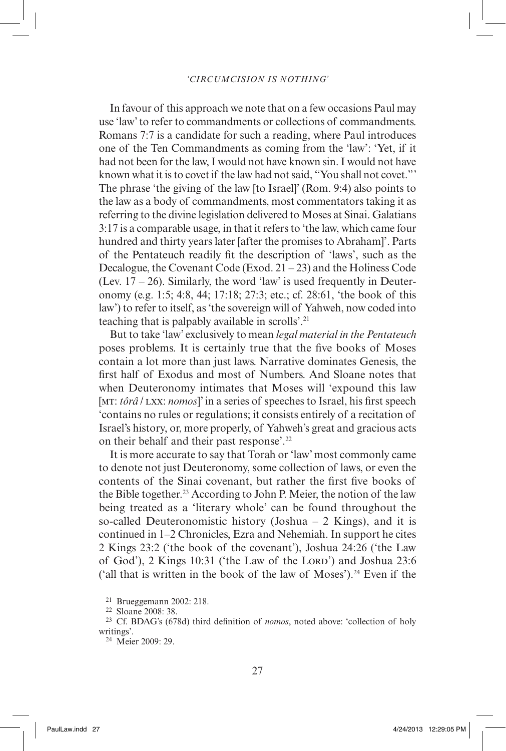In favour of this approach we note that on a few occasions Paul may use 'law' to refer to commandments or collections of commandments. Romans 7:7 is a candidate for such a reading, where Paul introduces one of the Ten Commandments as coming from the 'law': 'Yet, if it had not been for the law, I would not have known sin. I would not have known what it is to covet if the law had not said, "You shall not covet."' The phrase 'the giving of the law [to Israel]' (Rom. 9:4) also points to the law as a body of commandments, most commentators taking it as referring to the divine legislation delivered to Moses at Sinai. Galatians 3:17 is a comparable usage, in that it refers to 'the law, which came four hundred and thirty years later [after the promises to Abraham]'. Parts of the Pentateuch readily fit the description of 'laws', such as the Decalogue, the Covenant Code (Exod. 21 – 23) and the Holiness Code (Lev. 17 – 26). Similarly, the word 'law' is used frequently in Deuteronomy (e.g. 1:5; 4:8, 44; 17:18; 27:3; etc.; cf. 28:61, 'the book of this law') to refer to itself, as 'the sovereign will of Yahweh, now coded into teaching that is palpably available in scrolls'.[21]

But to take 'law' exclusively to mean *legal material in the Pentateuch* poses problems. It is certainly true that the five books of Moses contain a lot more than just laws. Narrative dominates Genesis, the first half of Exodus and most of Numbers. And Sloane notes that when Deuteronomy intimates that Moses will 'expound this law [MT: *tôrâ* / LXX: *nomos*]' in a series of speeches to Israel, his first speech 'contains no rules or regulations; it consists entirely of a recitation of Israel's history, or, more properly, of Yahweh's great and gracious acts on their behalf and their past response'.[22]

It is more accurate to say that Torah or 'law' most commonly came to denote not just Deuteronomy, some collection of laws, or even the contents of the Sinai covenant, but rather the first five books of the Bible together.[23] According to John P. Meier, the notion of the law being treated as a 'literary whole' can be found throughout the so-called Deuteronomistic history (Joshua – 2 Kings), and it is continued in 1–2 Chronicles, Ezra and Nehemiah. In support he cites 2 Kings 23:2 ('the book of the covenant'), Joshua 24:26 ('the Law of God'), 2 Kings 10:31 ('the Law of the LORD') and Joshua 23:6 ('all that is written in the book of the law of Moses').[24] Even if the

---

[21] Brueggemann 2002: 218.

[22] Sloane 2008: 38.

[23] Cf. BDAG's (678d) third definition of *nomos*, noted above: 'collection of holy writings'.

[24] Meier 2009: 29.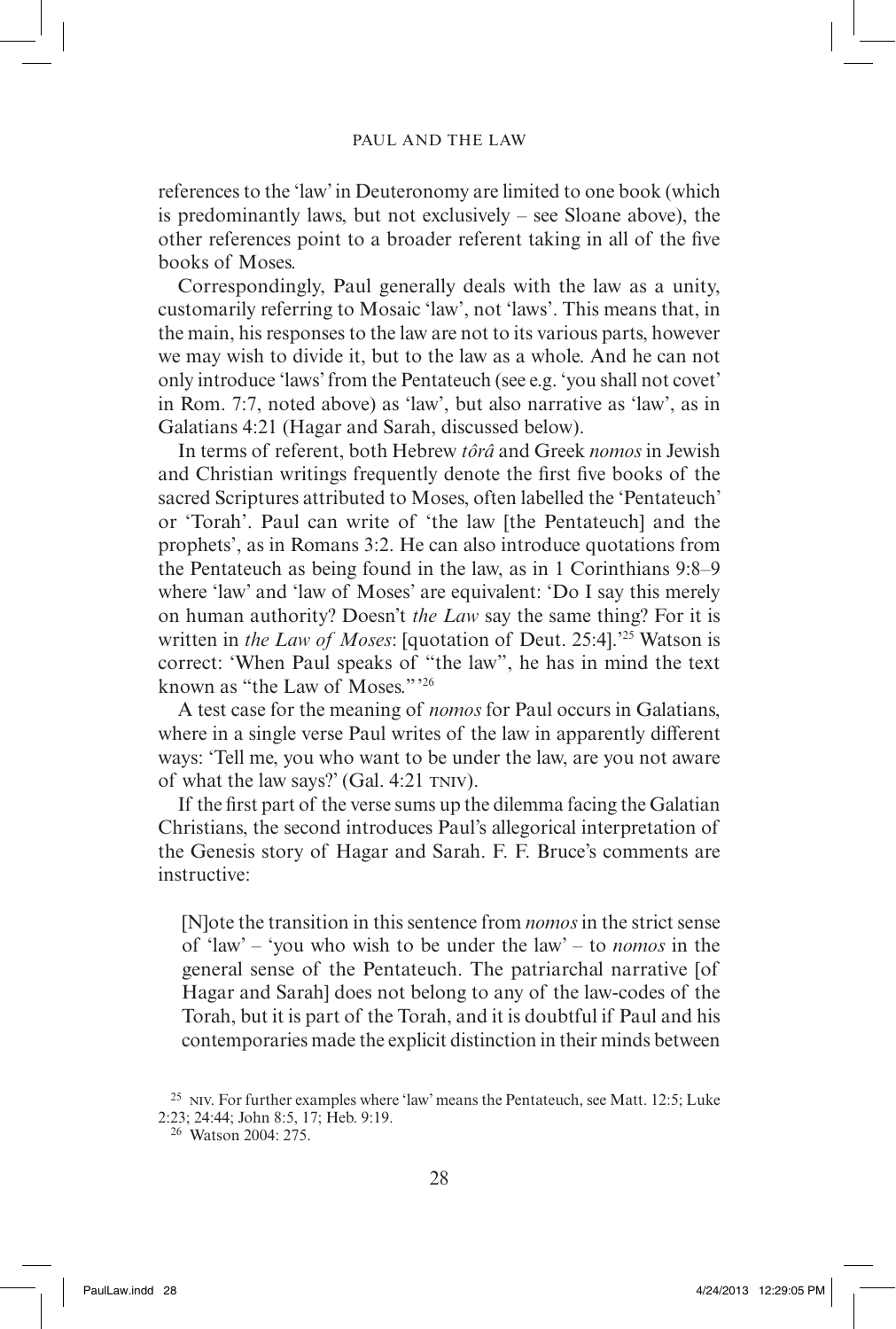references to the 'law' in Deuteronomy are limited to one book (which is predominantly laws, but not exclusively – see Sloane above), the other references point to a broader referent taking in all of the five books of Moses.

Correspondingly, Paul generally deals with the law as a unity, customarily referring to Mosaic 'law', not 'laws'. This means that, in the main, his responses to the law are not to its various parts, however we may wish to divide it, but to the law as a whole. And he can not only introduce 'laws' from the Pentateuch (see e.g. 'you shall not covet' in Rom. 7:7, noted above) as 'law', but also narrative as 'law', as in Galatians 4:21 (Hagar and Sarah, discussed below).

In terms of referent, both Hebrew *tôrâ* and Greek *nomos* in Jewish and Christian writings frequently denote the first five books of the sacred Scriptures attributed to Moses, often labelled the 'Pentateuch' or 'Torah'. Paul can write of 'the law [the Pentateuch] and the prophets', as in Romans 3:2. He can also introduce quotations from the Pentateuch as being found in the law, as in 1 Corinthians 9:8–9 where 'law' and 'law of Moses' are equivalent: 'Do I say this merely on human authority? Doesn't *the Law* say the same thing? For it is written in *the Law of Moses*: [quotation of Deut. 25:4].'[25] Watson is correct: 'When Paul speaks of "the law", he has in mind the text known as "the Law of Moses."'[26]

A test case for the meaning of *nomos* for Paul occurs in Galatians, where in a single verse Paul writes of the law in apparently different ways: 'Tell me, you who want to be under the law, are you not aware of what the law says?' (Gal. 4:21 TNIV).

If the first part of the verse sums up the dilemma facing the Galatian Christians, the second introduces Paul's allegorical interpretation of the Genesis story of Hagar and Sarah. F. F. Bruce's comments are instructive:

> [N]ote the transition in this sentence from *nomos* in the strict sense of 'law' – 'you who wish to be under the law' – to *nomos* in the general sense of the Pentateuch. The patriarchal narrative [of Hagar and Sarah] does not belong to any of the law-codes of the Torah, but it is part of the Torah, and it is doubtful if Paul and his contemporaries made the explicit distinction in their minds between

[25] NIV. For further examples where 'law' means the Pentateuch, see Matt. 12:5; Luke 2:23; 24:44; John 8:5, 17; Heb. 9:19.

[26] Watson 2004: 275.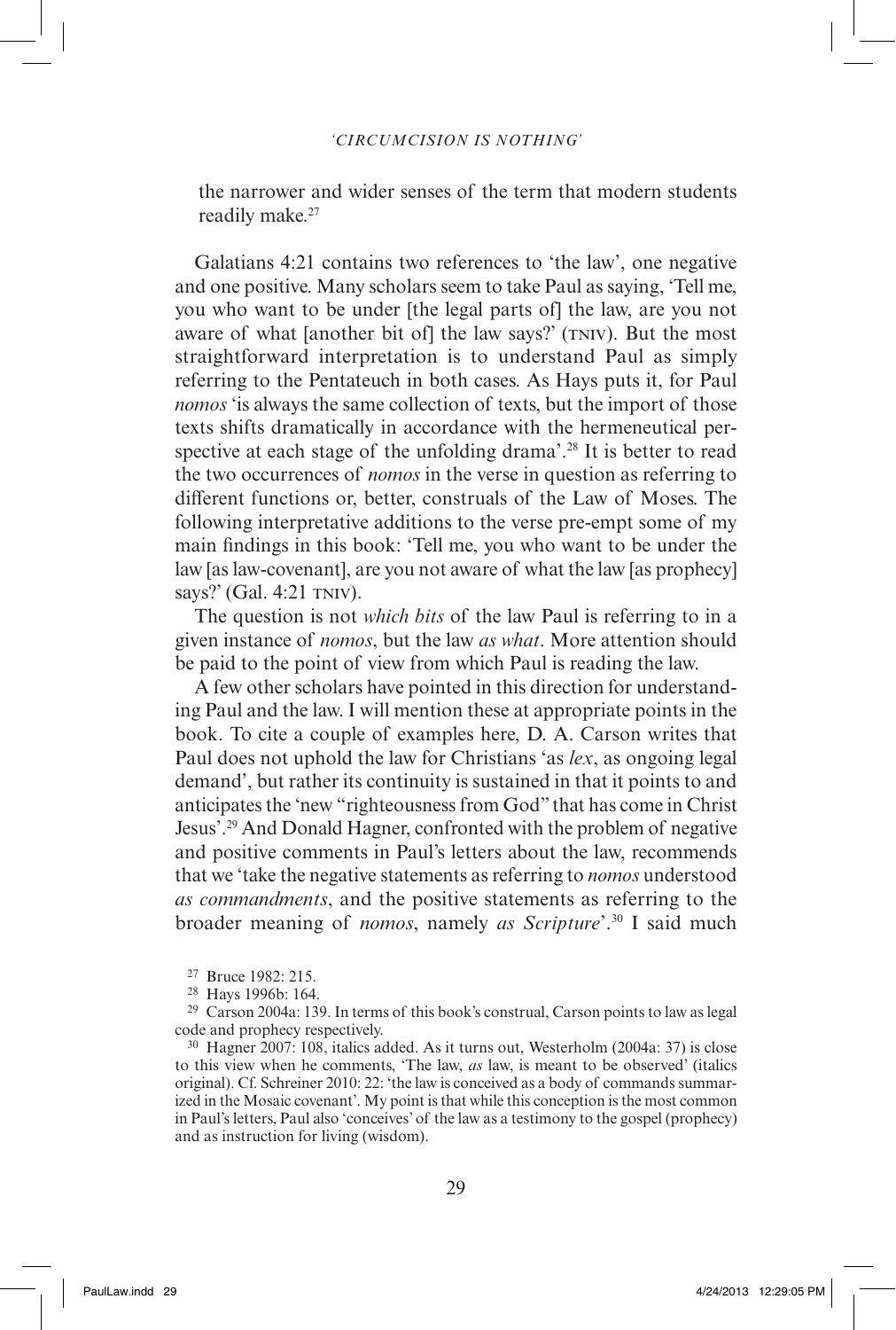the narrower and wider senses of the term that modern students readily make.[27]

Galatians 4:21 contains two references to 'the law', one negative and one positive. Many scholars seem to take Paul as saying, 'Tell me, you who want to be under [the legal parts of] the law, are you not aware of what [another bit of] the law says?' (TNIV). But the most straightforward interpretation is to understand Paul as simply referring to the Pentateuch in both cases. As Hays puts it, for Paul *nomos* 'is always the same collection of texts, but the import of those texts shifts dramatically in accordance with the hermeneutical perspective at each stage of the unfolding drama'.[28] It is better to read the two occurrences of *nomos* in the verse in question as referring to different functions or, better, construals of the Law of Moses. The following interpretative additions to the verse pre-empt some of my main findings in this book: 'Tell me, you who want to be under the law [as law-covenant], are you not aware of what the law [as prophecy] says?' (Gal. 4:21 TNIV).

The question is not *which bits* of the law Paul is referring to in a given instance of *nomos*, but the law *as what*. More attention should be paid to the point of view from which Paul is reading the law.

A few other scholars have pointed in this direction for understanding Paul and the law. I will mention these at appropriate points in the book. To cite a couple of examples here, D. A. Carson writes that Paul does not uphold the law for Christians 'as *lex*, as ongoing legal demand', but rather its continuity is sustained in that it points to and anticipates the 'new "righteousness from God" that has come in Christ Jesus'.[29] And Donald Hagner, confronted with the problem of negative and positive comments in Paul's letters about the law, recommends that we 'take the negative statements as referring to *nomos* understood *as commandments*, and the positive statements as referring to the broader meaning of *nomos*, namely *as Scripture*'.[30] I said much

---

[27] Bruce 1982: 215.

[28] Hays 1996b: 164.

[29] Carson 2004a: 139. In terms of this book's construal, Carson points to law as legal code and prophecy respectively.

[30] Hagner 2007: 108, italics added. As it turns out, Westerholm (2004a: 37) is close to this view when he comments, 'The law, *as* law, is meant to be observed' (italics original). Cf. Schreiner 2010: 22: 'the law is conceived as a body of commands summarized in the Mosaic covenant'. My point is that while this conception is the most common in Paul's letters, Paul also 'conceives' of the law as a testimony to the gospel (prophecy) and as instruction for living (wisdom).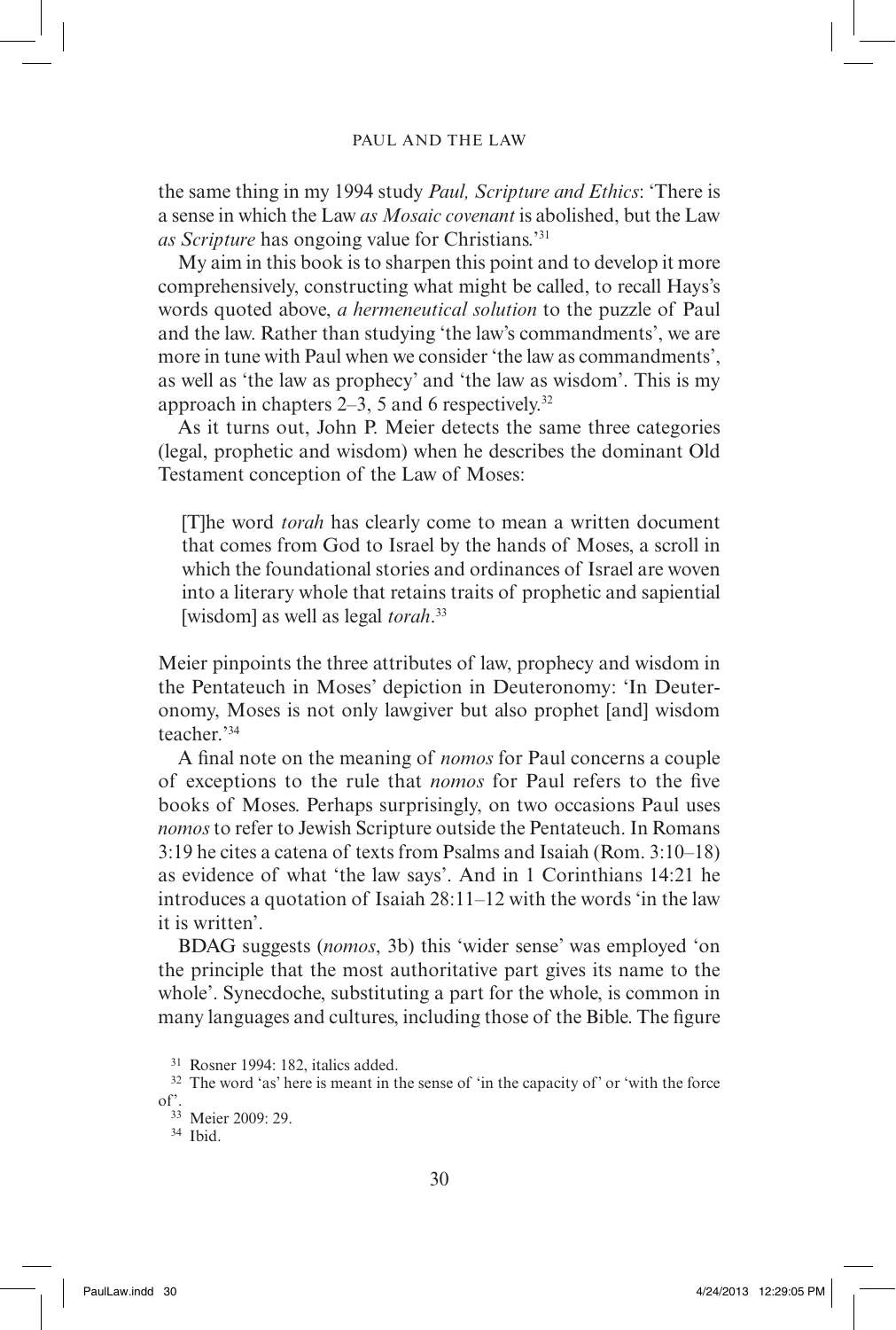the same thing in my 1994 study *Paul, Scripture and Ethics*: 'There is a sense in which the Law *as Mosaic covenant* is abolished, but the Law *as Scripture* has ongoing value for Christians.'[31]

My aim in this book is to sharpen this point and to develop it more comprehensively, constructing what might be called, to recall Hays's words quoted above, *a hermeneutical solution* to the puzzle of Paul and the law. Rather than studying 'the law's commandments', we are more in tune with Paul when we consider 'the law as commandments', as well as 'the law as prophecy' and 'the law as wisdom'. This is my approach in chapters 2–3, 5 and 6 respectively.[32]

As it turns out, John P. Meier detects the same three categories (legal, prophetic and wisdom) when he describes the dominant Old Testament conception of the Law of Moses:

> [T]he word *torah* has clearly come to mean a written document that comes from God to Israel by the hands of Moses, a scroll in which the foundational stories and ordinances of Israel are woven into a literary whole that retains traits of prophetic and sapiential [wisdom] as well as legal *torah*.[33]

Meier pinpoints the three attributes of law, prophecy and wisdom in the Pentateuch in Moses' depiction in Deuteronomy: 'In Deuteronomy, Moses is not only lawgiver but also prophet [and] wisdom teacher.'[34]

A final note on the meaning of *nomos* for Paul concerns a couple of exceptions to the rule that *nomos* for Paul refers to the five books of Moses. Perhaps surprisingly, on two occasions Paul uses *nomos* to refer to Jewish Scripture outside the Pentateuch. In Romans 3:19 he cites a catena of texts from Psalms and Isaiah (Rom. 3:10–18) as evidence of what 'the law says'. And in 1 Corinthians 14:21 he introduces a quotation of Isaiah 28:11–12 with the words 'in the law it is written'.

BDAG suggests (*nomos*, 3b) this 'wider sense' was employed 'on the principle that the most authoritative part gives its name to the whole'. Synecdoche, substituting a part for the whole, is common in many languages and cultures, including those of the Bible. The figure

[31] Rosner 1994: 182, italics added.

[32] The word 'as' here is meant in the sense of 'in the capacity of' or 'with the force of'.

[33] Meier 2009: 29.

[34] Ibid.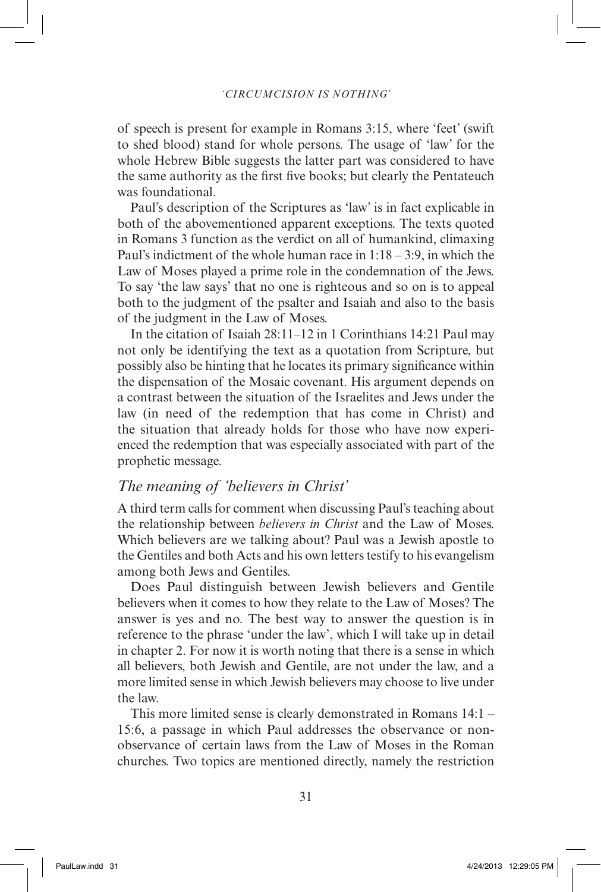of speech is present for example in Romans 3:15, where 'feet' (swift to shed blood) stand for whole persons. The usage of 'law' for the whole Hebrew Bible suggests the latter part was considered to have the same authority as the first five books; but clearly the Pentateuch was foundational.

Paul's description of the Scriptures as 'law' is in fact explicable in both of the abovementioned apparent exceptions. The texts quoted in Romans 3 function as the verdict on all of humankind, climaxing Paul's indictment of the whole human race in 1:18 – 3:9, in which the Law of Moses played a prime role in the condemnation of the Jews. To say 'the law says' that no one is righteous and so on is to appeal both to the judgment of the psalter and Isaiah and also to the basis of the judgment in the Law of Moses.

In the citation of Isaiah 28:11–12 in 1 Corinthians 14:21 Paul may not only be identifying the text as a quotation from Scripture, but possibly also be hinting that he locates its primary significance within the dispensation of the Mosaic covenant. His argument depends on a contrast between the situation of the Israelites and Jews under the law (in need of the redemption that has come in Christ) and the situation that already holds for those who have now experienced the redemption that was especially associated with part of the prophetic message.

## *The meaning of 'believers in Christ'*

A third term calls for comment when discussing Paul's teaching about the relationship between *believers in Christ* and the Law of Moses. Which believers are we talking about? Paul was a Jewish apostle to the Gentiles and both Acts and his own letters testify to his evangelism among both Jews and Gentiles.

Does Paul distinguish between Jewish believers and Gentile believers when it comes to how they relate to the Law of Moses? The answer is yes and no. The best way to answer the question is in reference to the phrase 'under the law', which I will take up in detail in chapter 2. For now it is worth noting that there is a sense in which all believers, both Jewish and Gentile, are not under the law, and a more limited sense in which Jewish believers may choose to live under the law.

This more limited sense is clearly demonstrated in Romans 14:1 – 15:6, a passage in which Paul addresses the observance or non-observance of certain laws from the Law of Moses in the Roman churches. Two topics are mentioned directly, namely the restriction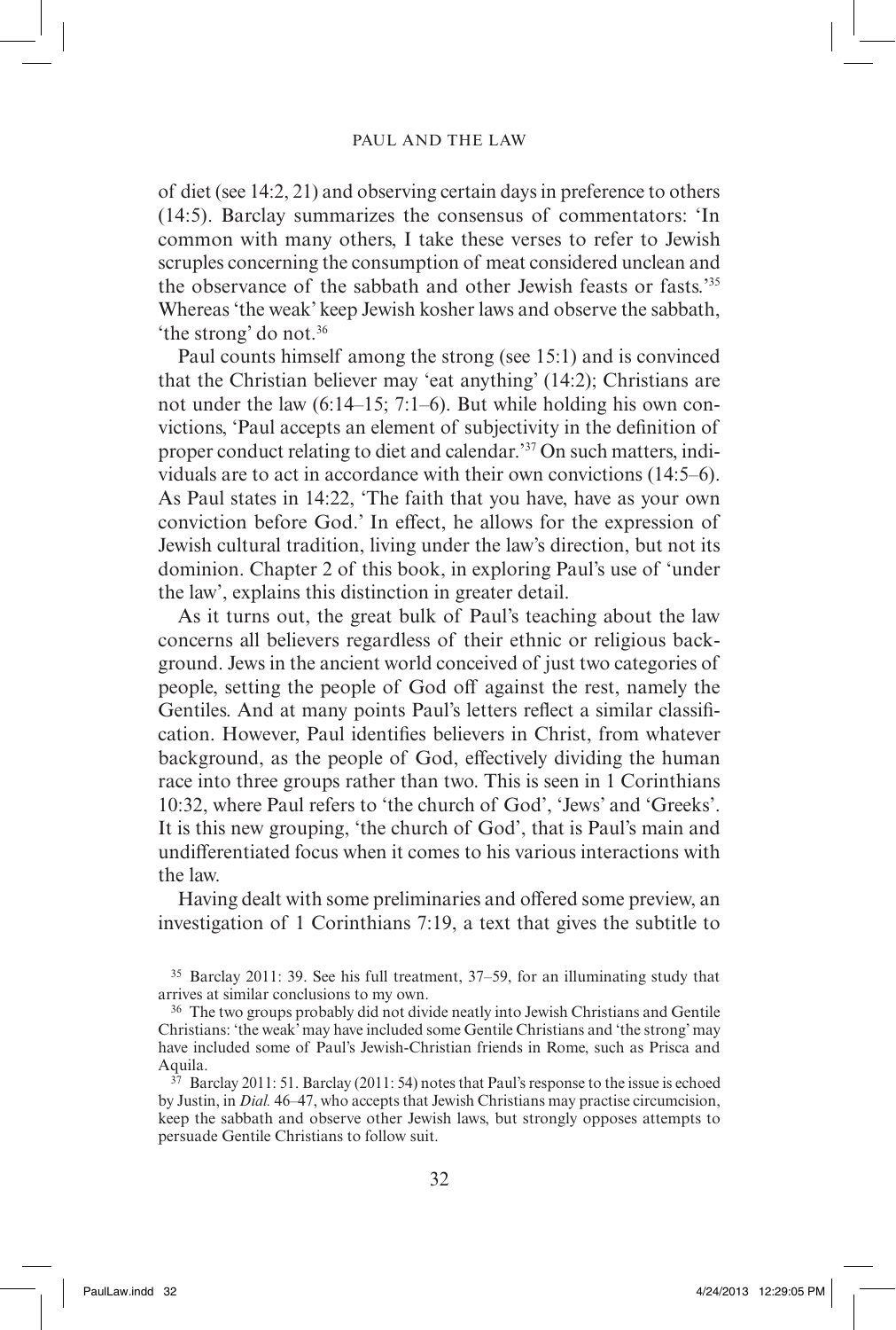of diet (see 14:2, 21) and observing certain days in preference to others (14:5). Barclay summarizes the consensus of commentators: 'In common with many others, I take these verses to refer to Jewish scruples concerning the consumption of meat considered unclean and the observance of the sabbath and other Jewish feasts or fasts.'[35] Whereas 'the weak' keep Jewish kosher laws and observe the sabbath, 'the strong' do not.[36]

Paul counts himself among the strong (see 15:1) and is convinced that the Christian believer may 'eat anything' (14:2); Christians are not under the law (6:14–15; 7:1–6). But while holding his own convictions, 'Paul accepts an element of subjectivity in the definition of proper conduct relating to diet and calendar.'[37] On such matters, individuals are to act in accordance with their own convictions (14:5–6). As Paul states in 14:22, 'The faith that you have, have as your own conviction before God.' In effect, he allows for the expression of Jewish cultural tradition, living under the law's direction, but not its dominion. Chapter 2 of this book, in exploring Paul's use of 'under the law', explains this distinction in greater detail.

As it turns out, the great bulk of Paul's teaching about the law concerns all believers regardless of their ethnic or religious background. Jews in the ancient world conceived of just two categories of people, setting the people of God off against the rest, namely the Gentiles. And at many points Paul's letters reflect a similar classification. However, Paul identifies believers in Christ, from whatever background, as the people of God, effectively dividing the human race into three groups rather than two. This is seen in 1 Corinthians 10:32, where Paul refers to 'the church of God', 'Jews' and 'Greeks'. It is this new grouping, 'the church of God', that is Paul's main and undifferentiated focus when it comes to his various interactions with the law.

Having dealt with some preliminaries and offered some preview, an investigation of 1 Corinthians 7:19, a text that gives the subtitle to

[35] Barclay 2011: 39. See his full treatment, 37–59, for an illuminating study that arrives at similar conclusions to my own.

[36] The two groups probably did not divide neatly into Jewish Christians and Gentile Christians: 'the weak' may have included some Gentile Christians and 'the strong' may have included some of Paul's Jewish-Christian friends in Rome, such as Prisca and Aquila.

[37] Barclay 2011: 51. Barclay (2011: 54) notes that Paul's response to the issue is echoed by Justin, in *Dial.* 46–47, who accepts that Jewish Christians may practise circumcision, keep the sabbath and observe other Jewish laws, but strongly opposes attempts to persuade Gentile Christians to follow suit.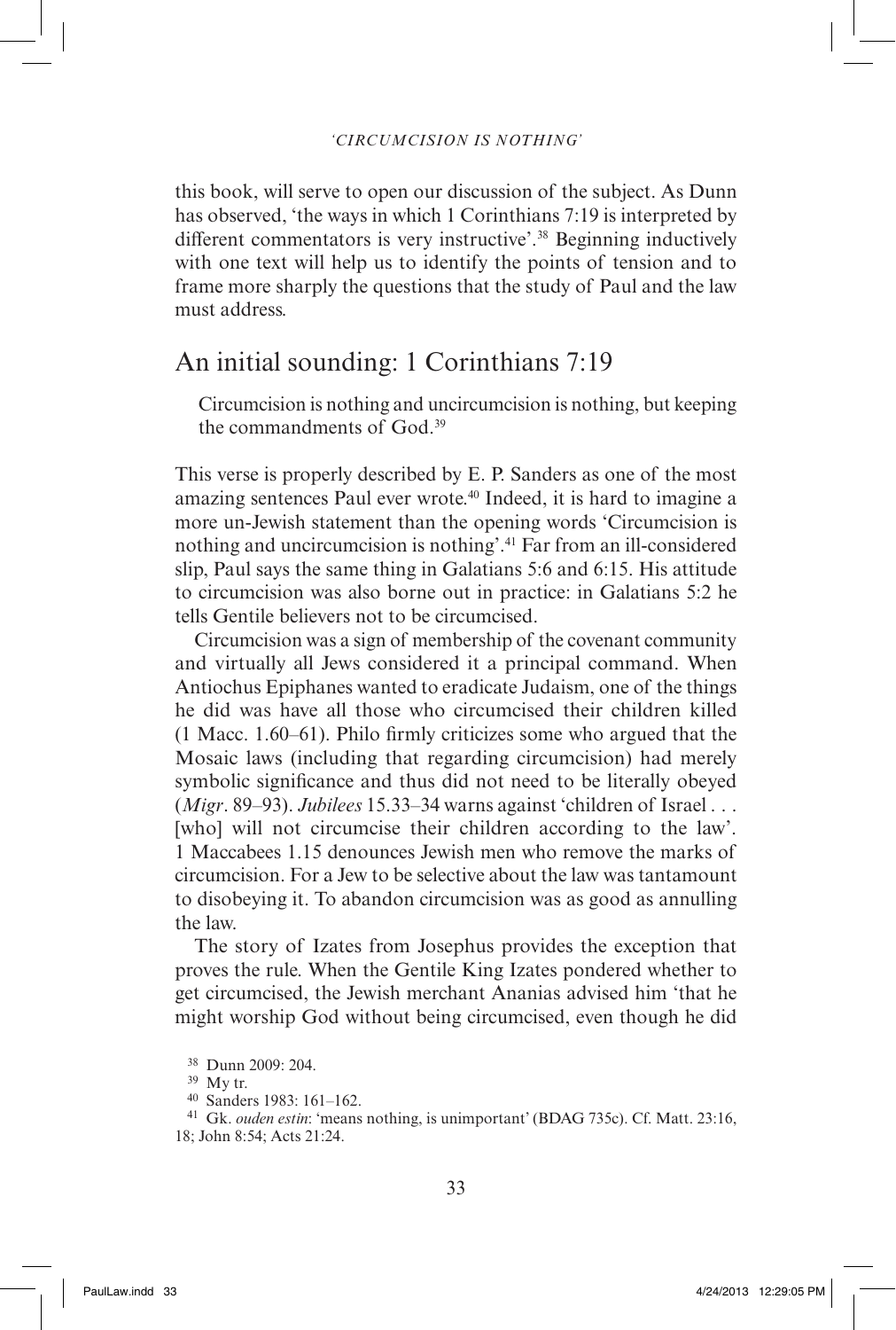this book, will serve to open our discussion of the subject. As Dunn has observed, 'the ways in which 1 Corinthians 7:19 is interpreted by different commentators is very instructive'.[38] Beginning inductively with one text will help us to identify the points of tension and to frame more sharply the questions that the study of Paul and the law must address.

## An initial sounding: 1 Corinthians 7:19

> Circumcision is nothing and uncircumcision is nothing, but keeping the commandments of God.[39]

This verse is properly described by E. P. Sanders as one of the most amazing sentences Paul ever wrote.[40] Indeed, it is hard to imagine a more un-Jewish statement than the opening words 'Circumcision is nothing and uncircumcision is nothing'.[41] Far from an ill-considered slip, Paul says the same thing in Galatians 5:6 and 6:15. His attitude to circumcision was also borne out in practice: in Galatians 5:2 he tells Gentile believers not to be circumcised.

Circumcision was a sign of membership of the covenant community and virtually all Jews considered it a principal command. When Antiochus Epiphanes wanted to eradicate Judaism, one of the things he did was have all those who circumcised their children killed (1 Macc. 1.60–61). Philo firmly criticizes some who argued that the Mosaic laws (including that regarding circumcision) had merely symbolic significance and thus did not need to be literally obeyed (*Migr*. 89–93). *Jubilees* 15.33–34 warns against 'children of Israel . . . [who] will not circumcise their children according to the law'. 1 Maccabees 1.15 denounces Jewish men who remove the marks of circumcision. For a Jew to be selective about the law was tantamount to disobeying it. To abandon circumcision was as good as annulling the law.

The story of Izates from Josephus provides the exception that proves the rule. When the Gentile King Izates pondered whether to get circumcised, the Jewish merchant Ananias advised him 'that he might worship God without being circumcised, even though he did

[38] Dunn 2009: 204.

[39] My tr.

[40] Sanders 1983: 161–162.

[41] Gk. *ouden estin*: 'means nothing, is unimportant' (BDAG 735c). Cf. Matt. 23:16, 18; John 8:54; Acts 21:24.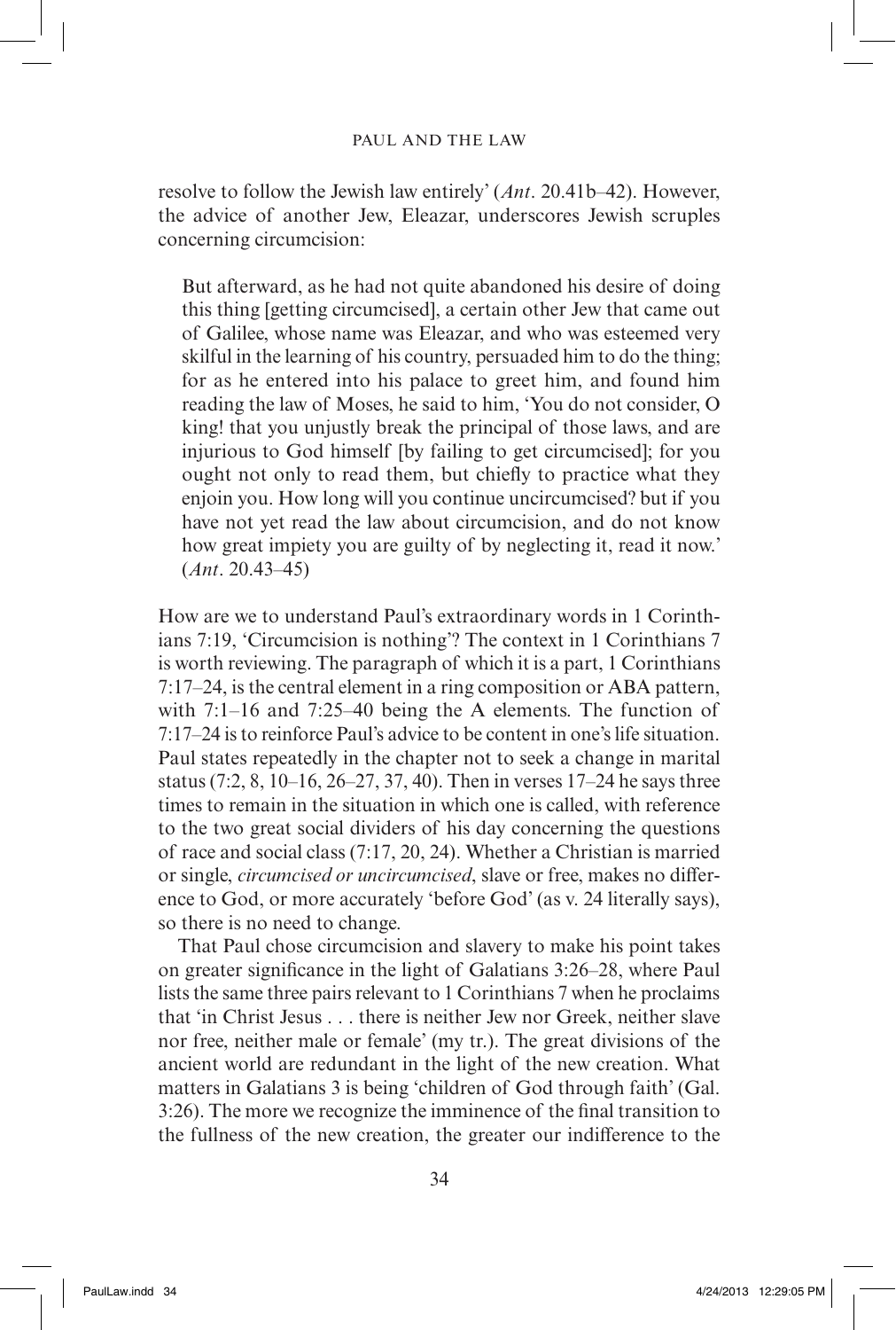resolve to follow the Jewish law entirely' (*Ant*. 20.41b–42). However, the advice of another Jew, Eleazar, underscores Jewish scruples concerning circumcision:

> But afterward, as he had not quite abandoned his desire of doing this thing [getting circumcised], a certain other Jew that came out of Galilee, whose name was Eleazar, and who was esteemed very skilful in the learning of his country, persuaded him to do the thing; for as he entered into his palace to greet him, and found him reading the law of Moses, he said to him, 'You do not consider, O king! that you unjustly break the principal of those laws, and are injurious to God himself [by failing to get circumcised]; for you ought not only to read them, but chiefly to practice what they enjoin you. How long will you continue uncircumcised? but if you have not yet read the law about circumcision, and do not know how great impiety you are guilty of by neglecting it, read it now.' (*Ant*. 20.43–45)

How are we to understand Paul's extraordinary words in 1 Corinthians 7:19, 'Circumcision is nothing'? The context in 1 Corinthians 7 is worth reviewing. The paragraph of which it is a part, 1 Corinthians 7:17–24, is the central element in a ring composition or ABA pattern, with 7:1–16 and 7:25–40 being the A elements. The function of 7:17–24 is to reinforce Paul's advice to be content in one's life situation. Paul states repeatedly in the chapter not to seek a change in marital status (7:2, 8, 10–16, 26–27, 37, 40). Then in verses 17–24 he says three times to remain in the situation in which one is called, with reference to the two great social dividers of his day concerning the questions of race and social class (7:17, 20, 24). Whether a Christian is married or single, *circumcised or uncircumcised*, slave or free, makes no difference to God, or more accurately 'before God' (as v. 24 literally says), so there is no need to change.

That Paul chose circumcision and slavery to make his point takes on greater significance in the light of Galatians 3:26–28, where Paul lists the same three pairs relevant to 1 Corinthians 7 when he proclaims that 'in Christ Jesus . . . there is neither Jew nor Greek, neither slave nor free, neither male or female' (my tr.). The great divisions of the ancient world are redundant in the light of the new creation. What matters in Galatians 3 is being 'children of God through faith' (Gal. 3:26). The more we recognize the imminence of the final transition to the fullness of the new creation, the greater our indifference to the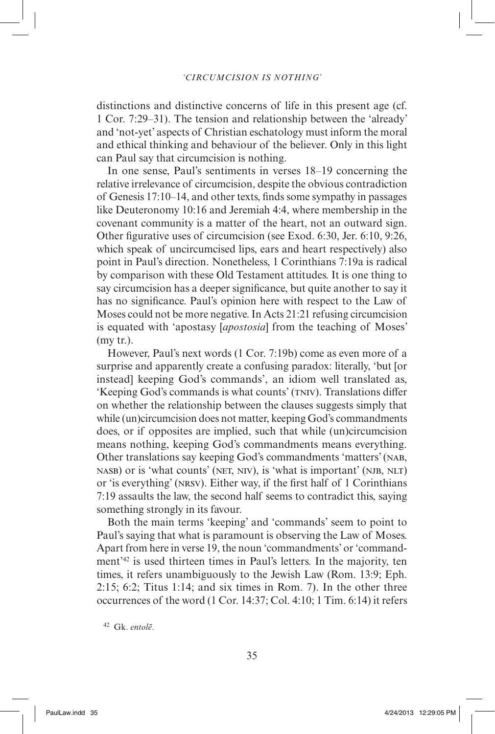distinctions and distinctive concerns of life in this present age (cf. 1 Cor. 7:29–31). The tension and relationship between the 'already' and 'not-yet' aspects of Christian eschatology must inform the moral and ethical thinking and behaviour of the believer. Only in this light can Paul say that circumcision is nothing.

In one sense, Paul's sentiments in verses 18–19 concerning the relative irrelevance of circumcision, despite the obvious contradiction of Genesis 17:10–14, and other texts, finds some sympathy in passages like Deuteronomy 10:16 and Jeremiah 4:4, where membership in the covenant community is a matter of the heart, not an outward sign. Other figurative uses of circumcision (see Exod. 6:30, Jer. 6:10, 9:26, which speak of uncircumcised lips, ears and heart respectively) also point in Paul's direction. Nonetheless, 1 Corinthians 7:19a is radical by comparison with these Old Testament attitudes. It is one thing to say circumcision has a deeper significance, but quite another to say it has no significance. Paul's opinion here with respect to the Law of Moses could not be more negative. In Acts 21:21 refusing circumcision is equated with 'apostasy [*apostosia*] from the teaching of Moses' (my tr.).

However, Paul's next words (1 Cor. 7:19b) come as even more of a surprise and apparently create a confusing paradox: literally, 'but [or instead] keeping God's commands', an idiom well translated as, 'Keeping God's commands is what counts' (TNIV). Translations differ on whether the relationship between the clauses suggests simply that while (un)circumcision does not matter, keeping God's commandments does, or if opposites are implied, such that while (un)circumcision means nothing, keeping God's commandments means everything. Other translations say keeping God's commandments 'matters' (NAB, NASB) or is 'what counts' (NET, NIV), is 'what is important' (NJB, NLT) or 'is everything' (NRSV). Either way, if the first half of 1 Corinthians 7:19 assaults the law, the second half seems to contradict this, saying something strongly in its favour.

Both the main terms 'keeping' and 'commands' seem to point to Paul's saying that what is paramount is observing the Law of Moses. Apart from here in verse 19, the noun 'commandments' or 'commandment'[42] is used thirteen times in Paul's letters. In the majority, ten times, it refers unambiguously to the Jewish Law (Rom. 13:9; Eph. 2:15; 6:2; Titus 1:14; and six times in Rom. 7). In the other three occurrences of the word (1 Cor. 14:37; Col. 4:10; 1 Tim. 6:14) it refers

[42] Gk. *entolē*.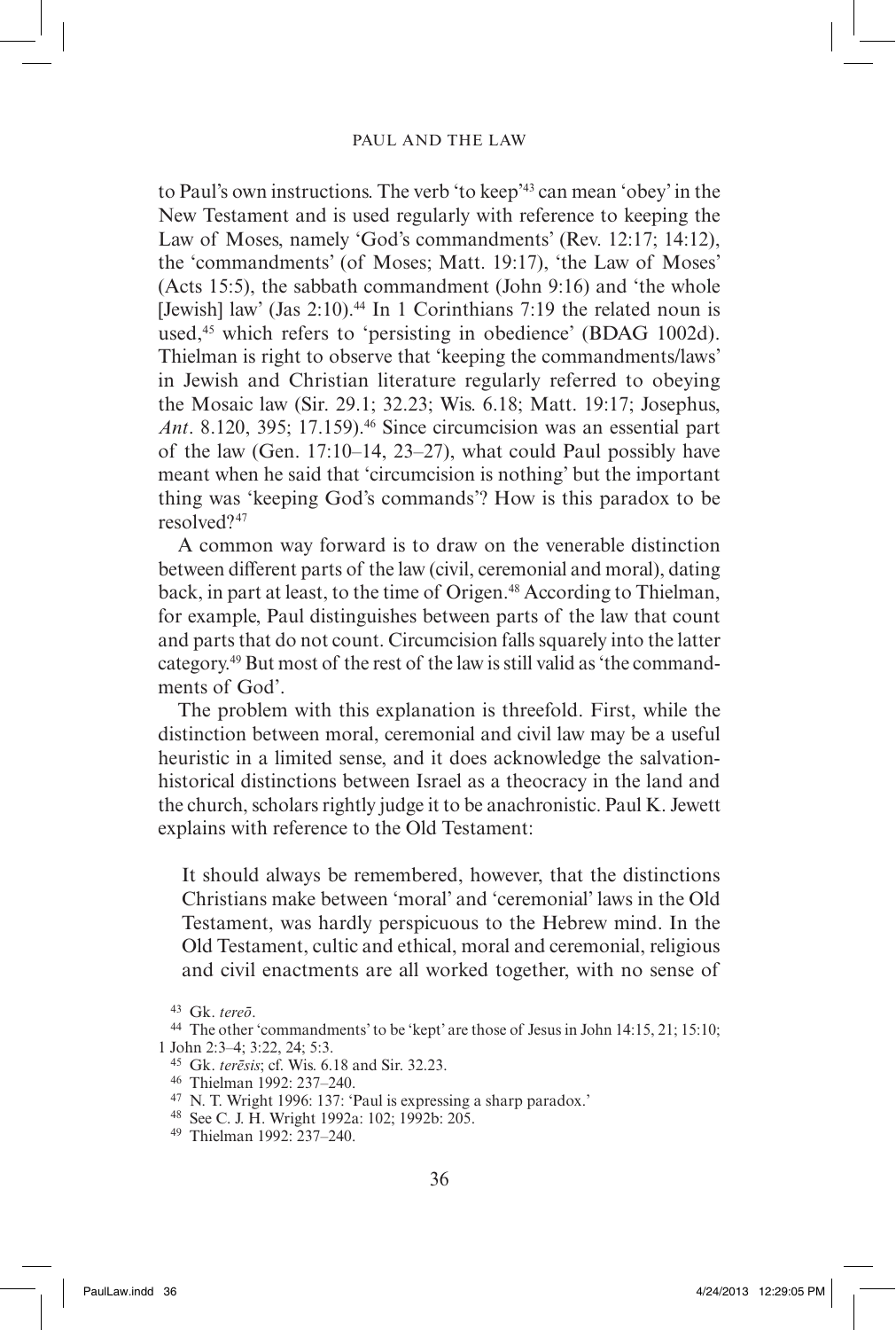to Paul's own instructions. The verb 'to keep'[43] can mean 'obey' in the New Testament and is used regularly with reference to keeping the Law of Moses, namely 'God's commandments' (Rev. 12:17; 14:12), the 'commandments' (of Moses; Matt. 19:17), 'the Law of Moses' (Acts 15:5), the sabbath commandment (John 9:16) and 'the whole [Jewish] law' (Jas 2:10).[44] In 1 Corinthians 7:19 the related noun is used,[45] which refers to 'persisting in obedience' (BDAG 1002d). Thielman is right to observe that 'keeping the commandments/laws' in Jewish and Christian literature regularly referred to obeying the Mosaic law (Sir. 29.1; 32.23; Wis. 6.18; Matt. 19:17; Josephus, *Ant*. 8.120, 395; 17.159).[46] Since circumcision was an essential part of the law (Gen. 17:10–14, 23–27), what could Paul possibly have meant when he said that 'circumcision is nothing' but the important thing was 'keeping God's commands'? How is this paradox to be resolved?[47]

A common way forward is to draw on the venerable distinction between different parts of the law (civil, ceremonial and moral), dating back, in part at least, to the time of Origen.[48] According to Thielman, for example, Paul distinguishes between parts of the law that count and parts that do not count. Circumcision falls squarely into the latter category.[49] But most of the rest of the law is still valid as 'the commandments of God'.

The problem with this explanation is threefold. First, while the distinction between moral, ceremonial and civil law may be a useful heuristic in a limited sense, and it does acknowledge the salvation-historical distinctions between Israel as a theocracy in the land and the church, scholars rightly judge it to be anachronistic. Paul K. Jewett explains with reference to the Old Testament:

> It should always be remembered, however, that the distinctions Christians make between 'moral' and 'ceremonial' laws in the Old Testament, was hardly perspicuous to the Hebrew mind. In the Old Testament, cultic and ethical, moral and ceremonial, religious and civil enactments are all worked together, with no sense of

[43] Gk. *tereō*.

[44] The other 'commandments' to be 'kept' are those of Jesus in John 14:15, 21; 15:10; 1 John 2:3–4; 3:22, 24; 5:3.

[45] Gk. *terēsis*; cf. Wis. 6.18 and Sir. 32.23.

[46] Thielman 1992: 237–240.

[47] N. T. Wright 1996: 137: 'Paul is expressing a sharp paradox.'

[48] See C. J. H. Wright 1992a: 102; 1992b: 205.

[49] Thielman 1992: 237–240.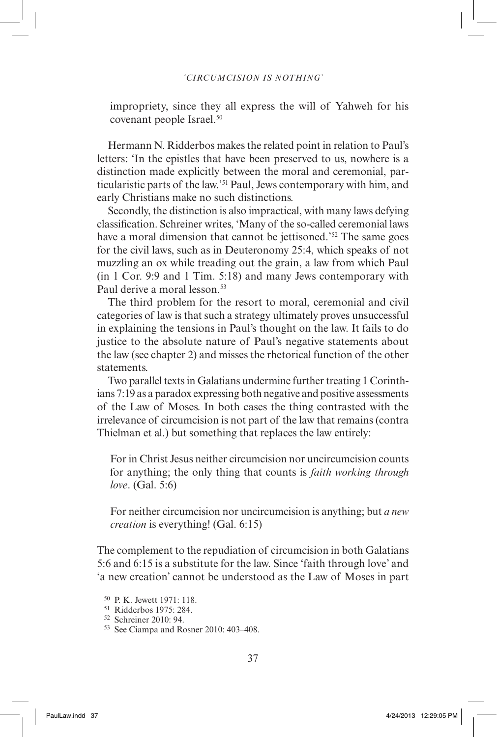impropriety, since they all express the will of Yahweh for his covenant people Israel.[50]

Hermann N. Ridderbos makes the related point in relation to Paul's letters: 'In the epistles that have been preserved to us, nowhere is a distinction made explicitly between the moral and ceremonial, particularistic parts of the law.'[51] Paul, Jews contemporary with him, and early Christians make no such distinctions.

Secondly, the distinction is also impractical, with many laws defying classification. Schreiner writes, 'Many of the so-called ceremonial laws have a moral dimension that cannot be jettisoned.'[52] The same goes for the civil laws, such as in Deuteronomy 25:4, which speaks of not muzzling an ox while treading out the grain, a law from which Paul (in 1 Cor. 9:9 and 1 Tim. 5:18) and many Jews contemporary with Paul derive a moral lesson.[53]

The third problem for the resort to moral, ceremonial and civil categories of law is that such a strategy ultimately proves unsuccessful in explaining the tensions in Paul's thought on the law. It fails to do justice to the absolute nature of Paul's negative statements about the law (see chapter 2) and misses the rhetorical function of the other statements.

Two parallel texts in Galatians undermine further treating 1 Corinthians 7:19 as a paradox expressing both negative and positive assessments of the Law of Moses. In both cases the thing contrasted with the irrelevance of circumcision is not part of the law that remains (contra Thielman et al.) but something that replaces the law entirely:

> For in Christ Jesus neither circumcision nor uncircumcision counts for anything; the only thing that counts is *faith working through love*. (Gal. 5:6)

> For neither circumcision nor uncircumcision is anything; but *a new creation* is everything! (Gal. 6:15)

The complement to the repudiation of circumcision in both Galatians 5:6 and 6:15 is a substitute for the law. Since 'faith through love' and 'a new creation' cannot be understood as the Law of Moses in part

[50] P. K. Jewett 1971: 118.

[51] Ridderbos 1975: 284.

[52] Schreiner 2010: 94.

[53] See Ciampa and Rosner 2010: 403–408.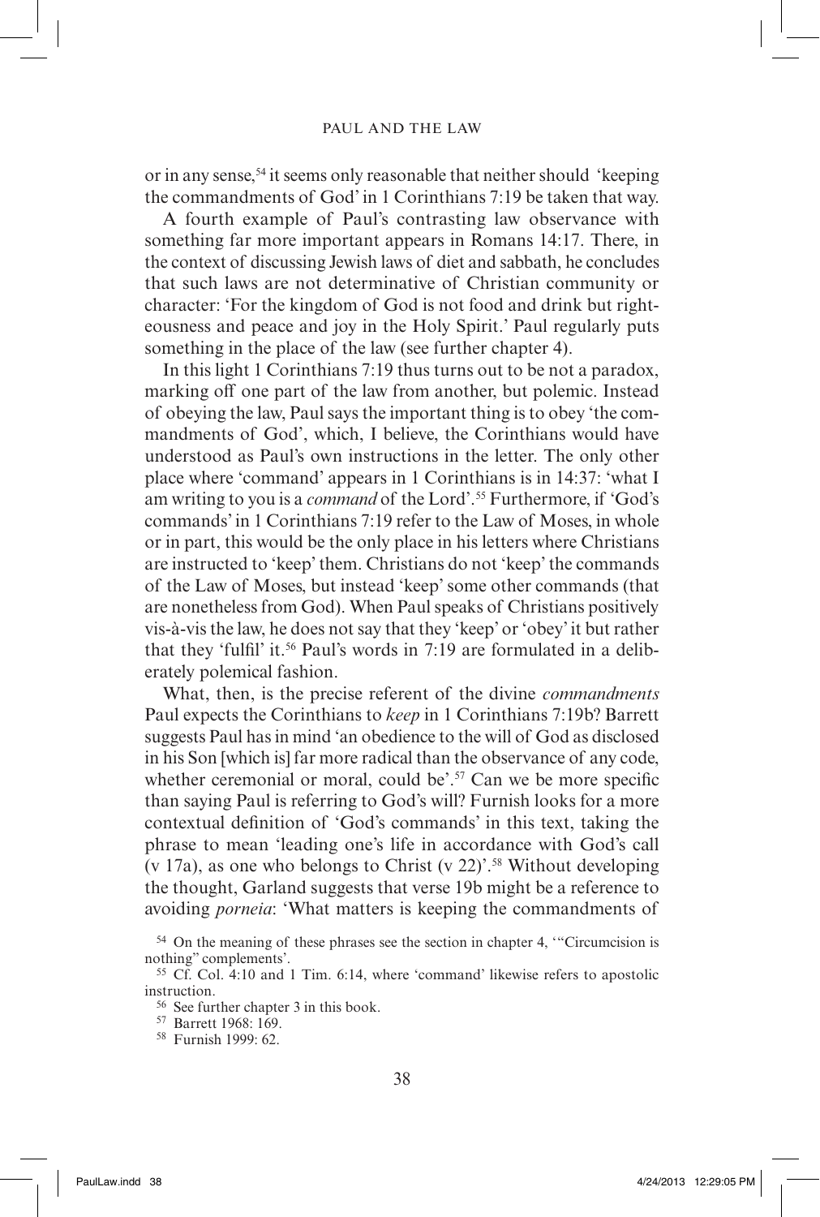or in any sense,[54] it seems only reasonable that neither should 'keeping the commandments of God' in 1 Corinthians 7:19 be taken that way.

A fourth example of Paul's contrasting law observance with something far more important appears in Romans 14:17. There, in the context of discussing Jewish laws of diet and sabbath, he concludes that such laws are not determinative of Christian community or character: 'For the kingdom of God is not food and drink but righteousness and peace and joy in the Holy Spirit.' Paul regularly puts something in the place of the law (see further chapter 4).

In this light 1 Corinthians 7:19 thus turns out to be not a paradox, marking off one part of the law from another, but polemic. Instead of obeying the law, Paul says the important thing is to obey 'the commandments of God', which, I believe, the Corinthians would have understood as Paul's own instructions in the letter. The only other place where 'command' appears in 1 Corinthians is in 14:37: 'what I am writing to you is a *command* of the Lord'.[55] Furthermore, if 'God's commands' in 1 Corinthians 7:19 refer to the Law of Moses, in whole or in part, this would be the only place in his letters where Christians are instructed to 'keep' them. Christians do not 'keep' the commands of the Law of Moses, but instead 'keep' some other commands (that are nonetheless from God). When Paul speaks of Christians positively vis-à-vis the law, he does not say that they 'keep' or 'obey' it but rather that they 'fulfil' it.[56] Paul's words in 7:19 are formulated in a deliberately polemical fashion.

What, then, is the precise referent of the divine *commandments* Paul expects the Corinthians to *keep* in 1 Corinthians 7:19b? Barrett suggests Paul has in mind 'an obedience to the will of God as disclosed in his Son [which is] far more radical than the observance of any code, whether ceremonial or moral, could be'.[57] Can we be more specific than saying Paul is referring to God's will? Furnish looks for a more contextual definition of 'God's commands' in this text, taking the phrase to mean 'leading one's life in accordance with God's call (v 17a), as one who belongs to Christ (v 22)'.[58] Without developing the thought, Garland suggests that verse 19b might be a reference to avoiding *porneia*: 'What matters is keeping the commandments of

---

[54] On the meaning of these phrases see the section in chapter 4, '"Circumcision is nothing" complements'.

[55] Cf. Col. 4:10 and 1 Tim. 6:14, where 'command' likewise refers to apostolic instruction.

[56] See further chapter 3 in this book.

[57] Barrett 1968: 169.

[58] Furnish 1999: 62.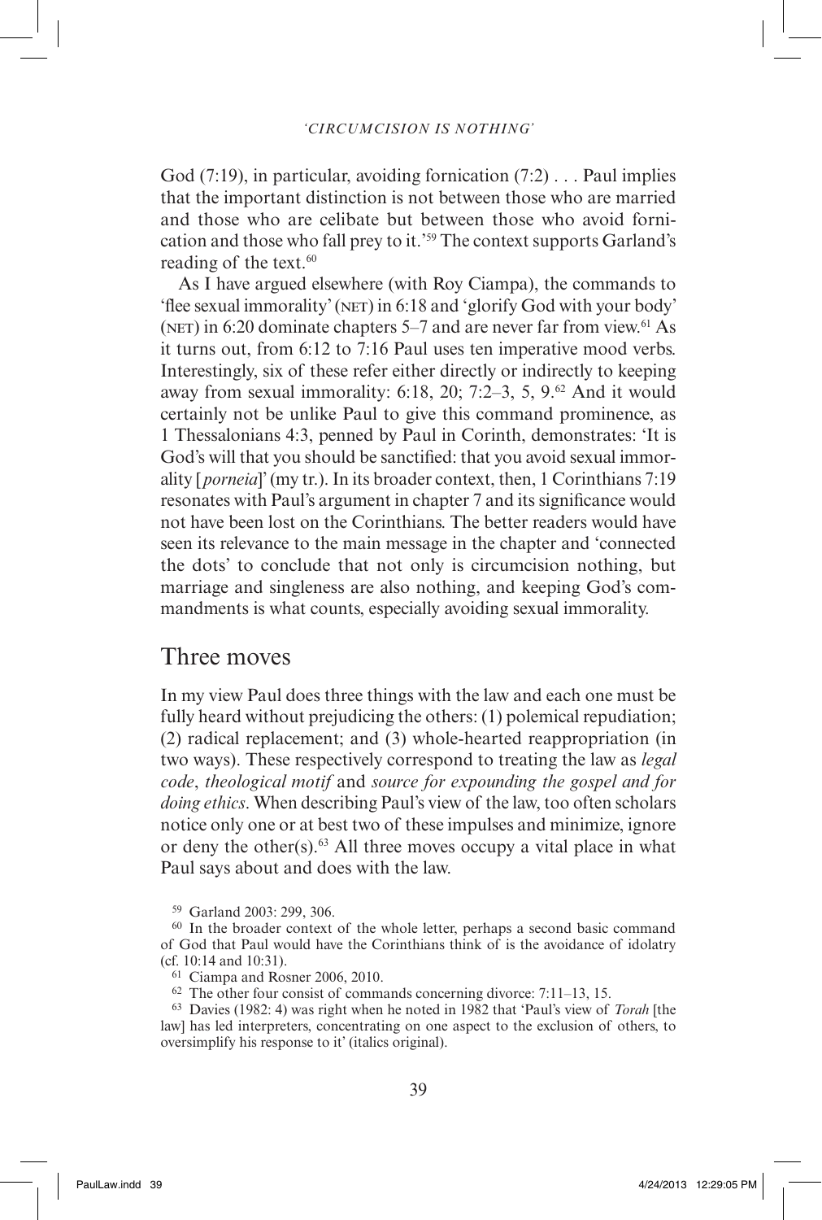God (7:19), in particular, avoiding fornication (7:2) . . . Paul implies that the important distinction is not between those who are married and those who are celibate but between those who avoid fornication and those who fall prey to it.'[59] The context supports Garland's reading of the text.[60]

As I have argued elsewhere (with Roy Ciampa), the commands to 'flee sexual immorality' (NET) in 6:18 and 'glorify God with your body' (NET) in 6:20 dominate chapters 5–7 and are never far from view.[61] As it turns out, from 6:12 to 7:16 Paul uses ten imperative mood verbs. Interestingly, six of these refer either directly or indirectly to keeping away from sexual immorality: 6:18, 20; 7:2–3, 5, 9.[62] And it would certainly not be unlike Paul to give this command prominence, as 1 Thessalonians 4:3, penned by Paul in Corinth, demonstrates: 'It is God's will that you should be sanctified: that you avoid sexual immorality [*porneia*]' (my tr.). In its broader context, then, 1 Corinthians 7:19 resonates with Paul's argument in chapter 7 and its significance would not have been lost on the Corinthians. The better readers would have seen its relevance to the main message in the chapter and 'connected the dots' to conclude that not only is circumcision nothing, but marriage and singleness are also nothing, and keeping God's commandments is what counts, especially avoiding sexual immorality.

## Three moves

In my view Paul does three things with the law and each one must be fully heard without prejudicing the others: (1) polemical repudiation; (2) radical replacement; and (3) whole-hearted reappropriation (in two ways). These respectively correspond to treating the law as *legal code*, *theological motif* and *source for expounding the gospel and for doing ethics*. When describing Paul's view of the law, too often scholars notice only one or at best two of these impulses and minimize, ignore or deny the other(s).[63] All three moves occupy a vital place in what Paul says about and does with the law.

---

[59] Garland 2003: 299, 306.

[60] In the broader context of the whole letter, perhaps a second basic command of God that Paul would have the Corinthians think of is the avoidance of idolatry (cf. 10:14 and 10:31).

[61] Ciampa and Rosner 2006, 2010.

[62] The other four consist of commands concerning divorce: 7:11–13, 15.

[63] Davies (1982: 4) was right when he noted in 1982 that 'Paul's view of *Torah* [the law] has led interpreters, concentrating on one aspect to the exclusion of others, to oversimplify his response to it' (italics original).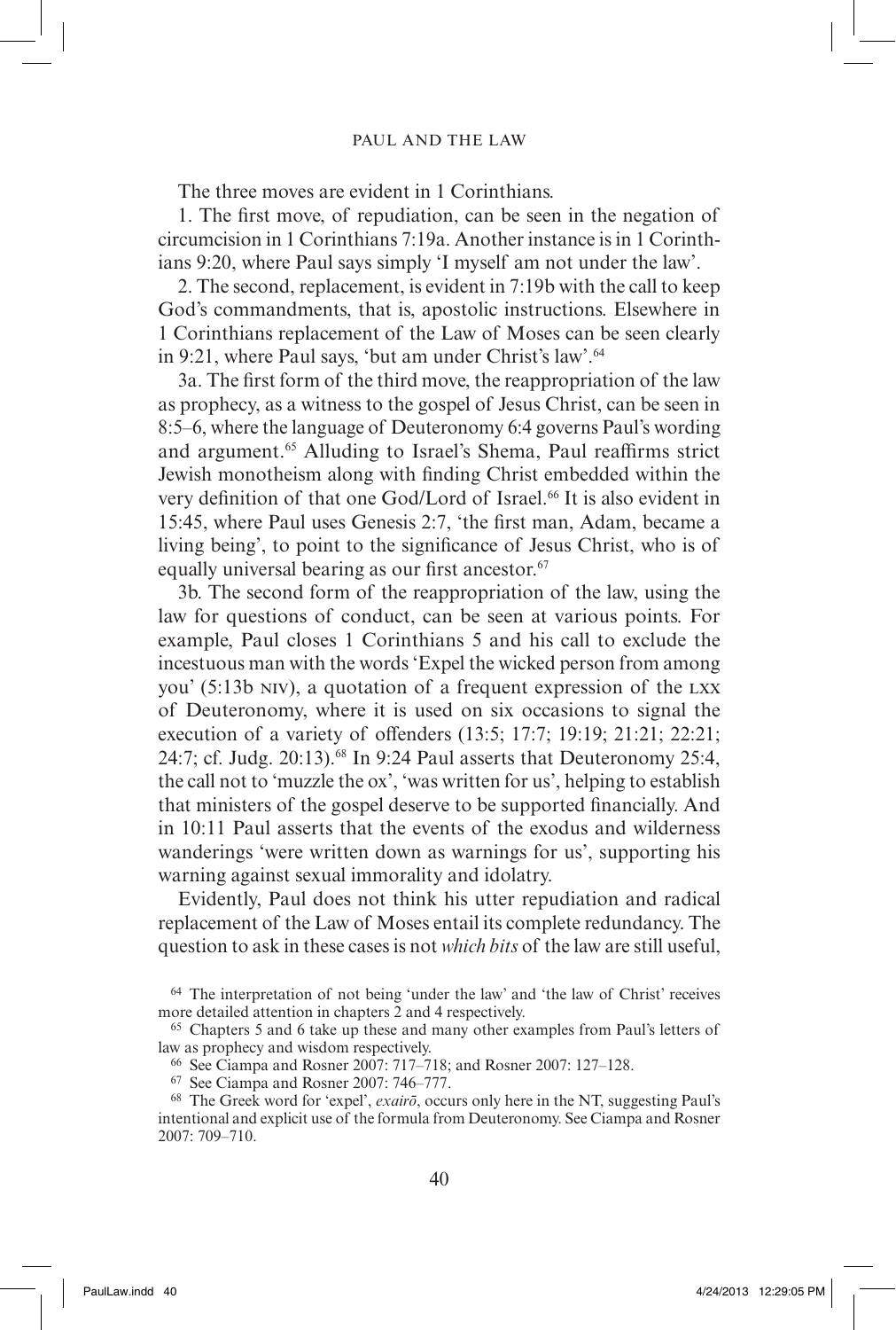The three moves are evident in 1 Corinthians.

1. The first move, of repudiation, can be seen in the negation of circumcision in 1 Corinthians 7:19a. Another instance is in 1 Corinthians 9:20, where Paul says simply 'I myself am not under the law'.

2. The second, replacement, is evident in 7:19b with the call to keep God's commandments, that is, apostolic instructions. Elsewhere in 1 Corinthians replacement of the Law of Moses can be seen clearly in 9:21, where Paul says, 'but am under Christ's law'.[64]

3a. The first form of the third move, the reappropriation of the law as prophecy, as a witness to the gospel of Jesus Christ, can be seen in 8:5–6, where the language of Deuteronomy 6:4 governs Paul's wording and argument.[65] Alluding to Israel's Shema, Paul reaffirms strict Jewish monotheism along with finding Christ embedded within the very definition of that one God/Lord of Israel.[66] It is also evident in 15:45, where Paul uses Genesis 2:7, 'the first man, Adam, became a living being', to point to the significance of Jesus Christ, who is of equally universal bearing as our first ancestor.[67]

3b. The second form of the reappropriation of the law, using the law for questions of conduct, can be seen at various points. For example, Paul closes 1 Corinthians 5 and his call to exclude the incestuous man with the words 'Expel the wicked person from among you' (5:13b NIV), a quotation of a frequent expression of the LXX of Deuteronomy, where it is used on six occasions to signal the execution of a variety of offenders (13:5; 17:7; 19:19; 21:21; 22:21; 24:7; cf. Judg. 20:13).[68] In 9:24 Paul asserts that Deuteronomy 25:4, the call not to 'muzzle the ox', 'was written for us', helping to establish that ministers of the gospel deserve to be supported financially. And in 10:11 Paul asserts that the events of the exodus and wilderness wanderings 'were written down as warnings for us', supporting his warning against sexual immorality and idolatry.

Evidently, Paul does not think his utter repudiation and radical replacement of the Law of Moses entail its complete redundancy. The question to ask in these cases is not *which bits* of the law are still useful,

---

[64] The interpretation of not being 'under the law' and 'the law of Christ' receives more detailed attention in chapters 2 and 4 respectively.

[65] Chapters 5 and 6 take up these and many other examples from Paul's letters of law as prophecy and wisdom respectively.

[66] See Ciampa and Rosner 2007: 717–718; and Rosner 2007: 127–128.

[67] See Ciampa and Rosner 2007: 746–777.

[68] The Greek word for 'expel', *exairō*, occurs only here in the NT, suggesting Paul's intentional and explicit use of the formula from Deuteronomy. See Ciampa and Rosner 2007: 709–710.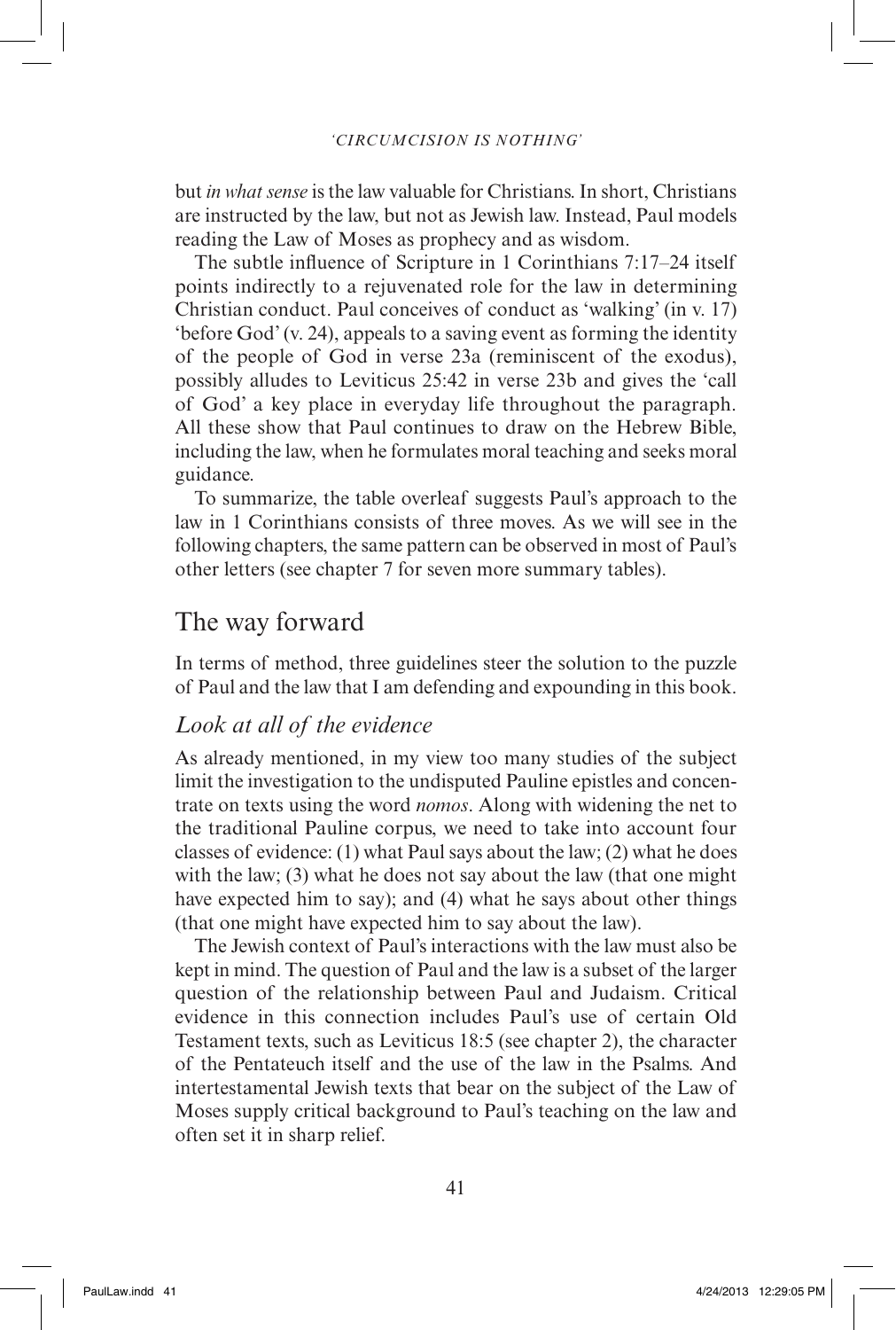but *in what sense* is the law valuable for Christians. In short, Christians are instructed by the law, but not as Jewish law. Instead, Paul models reading the Law of Moses as prophecy and as wisdom.

The subtle influence of Scripture in 1 Corinthians 7:17–24 itself points indirectly to a rejuvenated role for the law in determining Christian conduct. Paul conceives of conduct as 'walking' (in v. 17) 'before God' (v. 24), appeals to a saving event as forming the identity of the people of God in verse 23a (reminiscent of the exodus), possibly alludes to Leviticus 25:42 in verse 23b and gives the 'call of God' a key place in everyday life throughout the paragraph. All these show that Paul continues to draw on the Hebrew Bible, including the law, when he formulates moral teaching and seeks moral guidance.

To summarize, the table overleaf suggests Paul's approach to the law in 1 Corinthians consists of three moves. As we will see in the following chapters, the same pattern can be observed in most of Paul's other letters (see chapter 7 for seven more summary tables).

## The way forward

In terms of method, three guidelines steer the solution to the puzzle of Paul and the law that I am defending and expounding in this book.

### *Look at all of the evidence*

As already mentioned, in my view too many studies of the subject limit the investigation to the undisputed Pauline epistles and concentrate on texts using the word *nomos*. Along with widening the net to the traditional Pauline corpus, we need to take into account four classes of evidence: (1) what Paul says about the law; (2) what he does with the law; (3) what he does not say about the law (that one might have expected him to say); and (4) what he says about other things (that one might have expected him to say about the law).

The Jewish context of Paul's interactions with the law must also be kept in mind. The question of Paul and the law is a subset of the larger question of the relationship between Paul and Judaism. Critical evidence in this connection includes Paul's use of certain Old Testament texts, such as Leviticus 18:5 (see chapter 2), the character of the Pentateuch itself and the use of the law in the Psalms. And intertestamental Jewish texts that bear on the subject of the Law of Moses supply critical background to Paul's teaching on the law and often set it in sharp relief.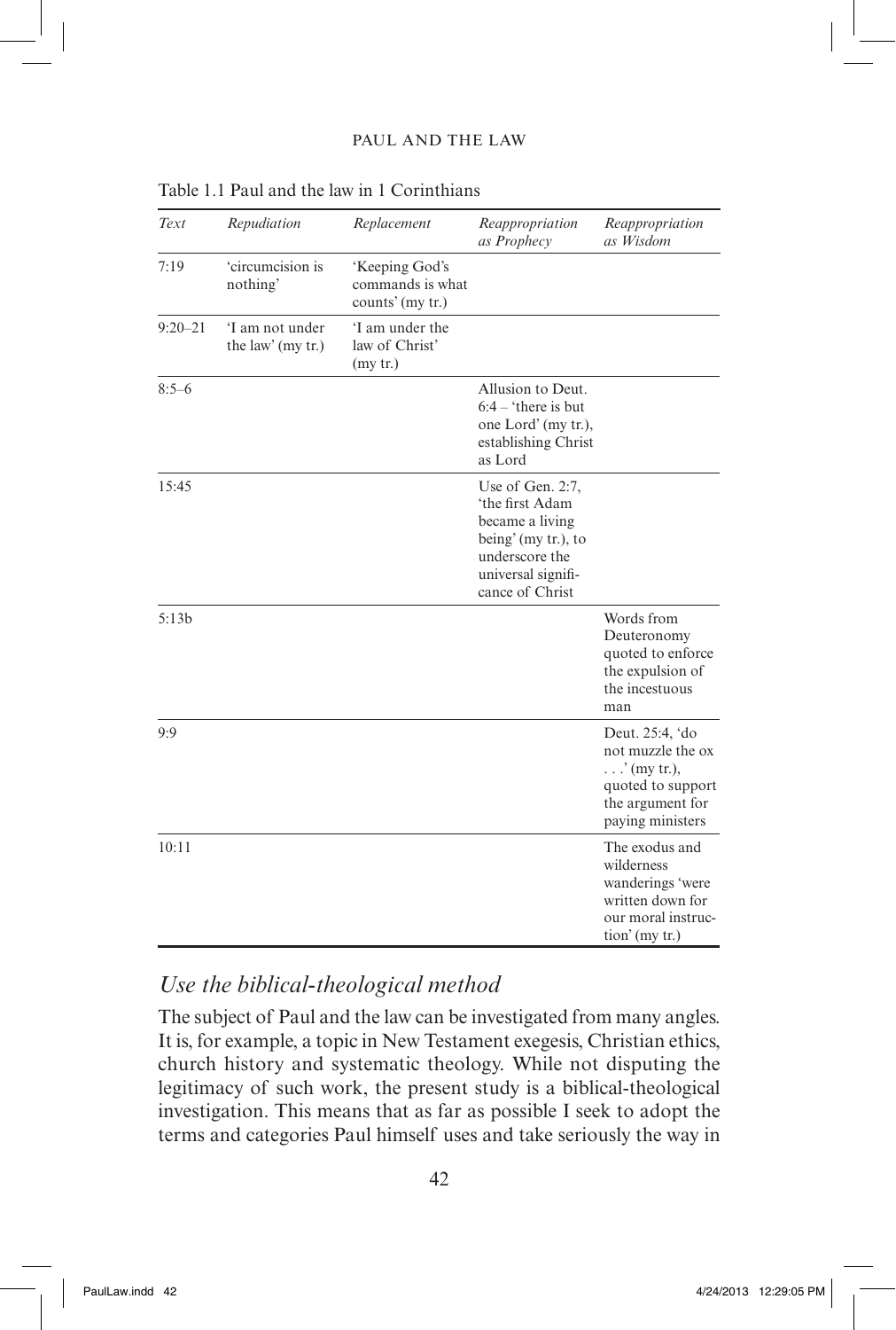Table 1.1 Paul and the law in 1 Corinthians

| *Text* | *Repudiation* | *Replacement* | *Reappropriation as Prophecy* | *Reappropriation as Wisdom* |
|---|---|---|---|---|
| 7:19 | 'circumcision is nothing' | 'Keeping God's commands is what counts' (my tr.) | | |
| 9:20–21 | 'I am not under the law' (my tr.) | 'I am under the law of Christ' (my tr.) | | |
| 8:5–6 | | | Allusion to Deut. 6:4 – 'there is but one Lord' (my tr.), establishing Christ as Lord | |
| 15:45 | | | Use of Gen. 2:7, 'the first Adam became a living being' (my tr.), to underscore the universal significance of Christ | |
| 5:13b | | | | Words from Deuteronomy quoted to enforce the expulsion of the incestuous man |
| 9:9 | | | | Deut. 25:4, 'do not muzzle the ox . . .' (my tr.), quoted to support the argument for paying ministers |
| 10:11 | | | | The exodus and wilderness wanderings 'were written down for our moral instruction' (my tr.) |

## *Use the biblical-theological method*

The subject of Paul and the law can be investigated from many angles. It is, for example, a topic in New Testament exegesis, Christian ethics, church history and systematic theology. While not disputing the legitimacy of such work, the present study is a biblical-theological investigation. This means that as far as possible I seek to adopt the terms and categories Paul himself uses and take seriously the way in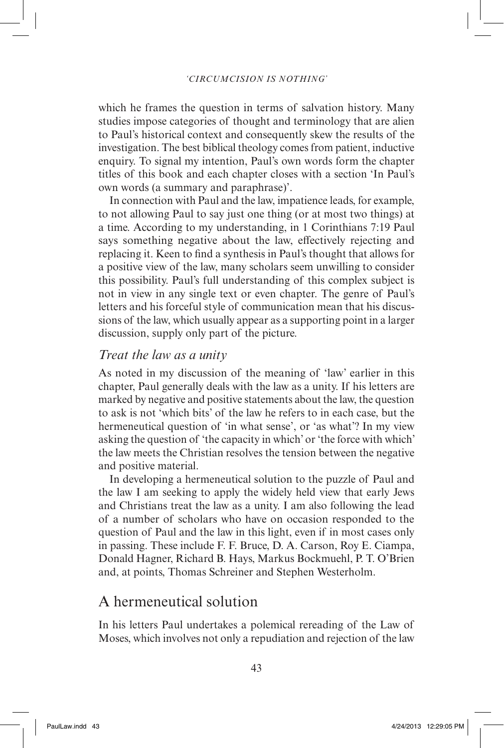which he frames the question in terms of salvation history. Many studies impose categories of thought and terminology that are alien to Paul's historical context and consequently skew the results of the investigation. The best biblical theology comes from patient, inductive enquiry. To signal my intention, Paul's own words form the chapter titles of this book and each chapter closes with a section 'In Paul's own words (a summary and paraphrase)'.

In connection with Paul and the law, impatience leads, for example, to not allowing Paul to say just one thing (or at most two things) at a time. According to my understanding, in 1 Corinthians 7:19 Paul says something negative about the law, effectively rejecting and replacing it. Keen to find a synthesis in Paul's thought that allows for a positive view of the law, many scholars seem unwilling to consider this possibility. Paul's full understanding of this complex subject is not in view in any single text or even chapter. The genre of Paul's letters and his forceful style of communication mean that his discussions of the law, which usually appear as a supporting point in a larger discussion, supply only part of the picture.

### *Treat the law as a unity*

As noted in my discussion of the meaning of 'law' earlier in this chapter, Paul generally deals with the law as a unity. If his letters are marked by negative and positive statements about the law, the question to ask is not 'which bits' of the law he refers to in each case, but the hermeneutical question of 'in what sense', or 'as what'? In my view asking the question of 'the capacity in which' or 'the force with which' the law meets the Christian resolves the tension between the negative and positive material.

In developing a hermeneutical solution to the puzzle of Paul and the law I am seeking to apply the widely held view that early Jews and Christians treat the law as a unity. I am also following the lead of a number of scholars who have on occasion responded to the question of Paul and the law in this light, even if in most cases only in passing. These include F. F. Bruce, D. A. Carson, Roy E. Ciampa, Donald Hagner, Richard B. Hays, Markus Bockmuehl, P. T. O'Brien and, at points, Thomas Schreiner and Stephen Westerholm.

## A hermeneutical solution

In his letters Paul undertakes a polemical rereading of the Law of Moses, which involves not only a repudiation and rejection of the law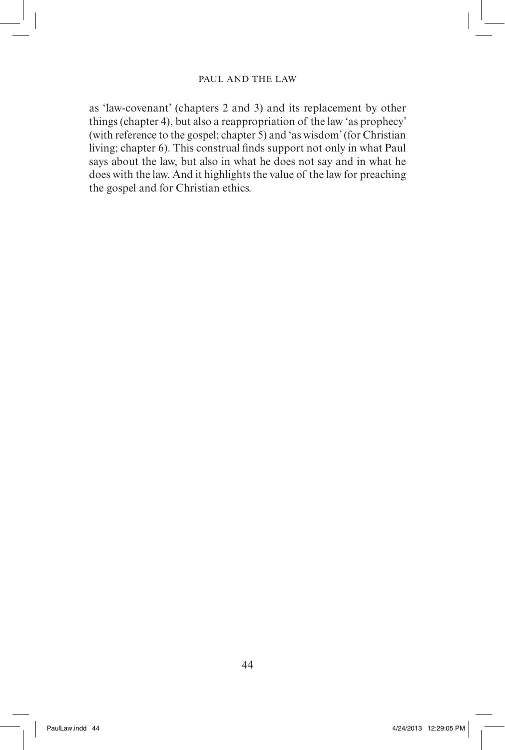as 'law-covenant' (chapters 2 and 3) and its replacement by other things (chapter 4), but also a reappropriation of the law 'as prophecy' (with reference to the gospel; chapter 5) and 'as wisdom' (for Christian living; chapter 6). This construal finds support not only in what Paul says about the law, but also in what he does not say and in what he does with the law. And it highlights the value of the law for preaching the gospel and for Christian ethics.